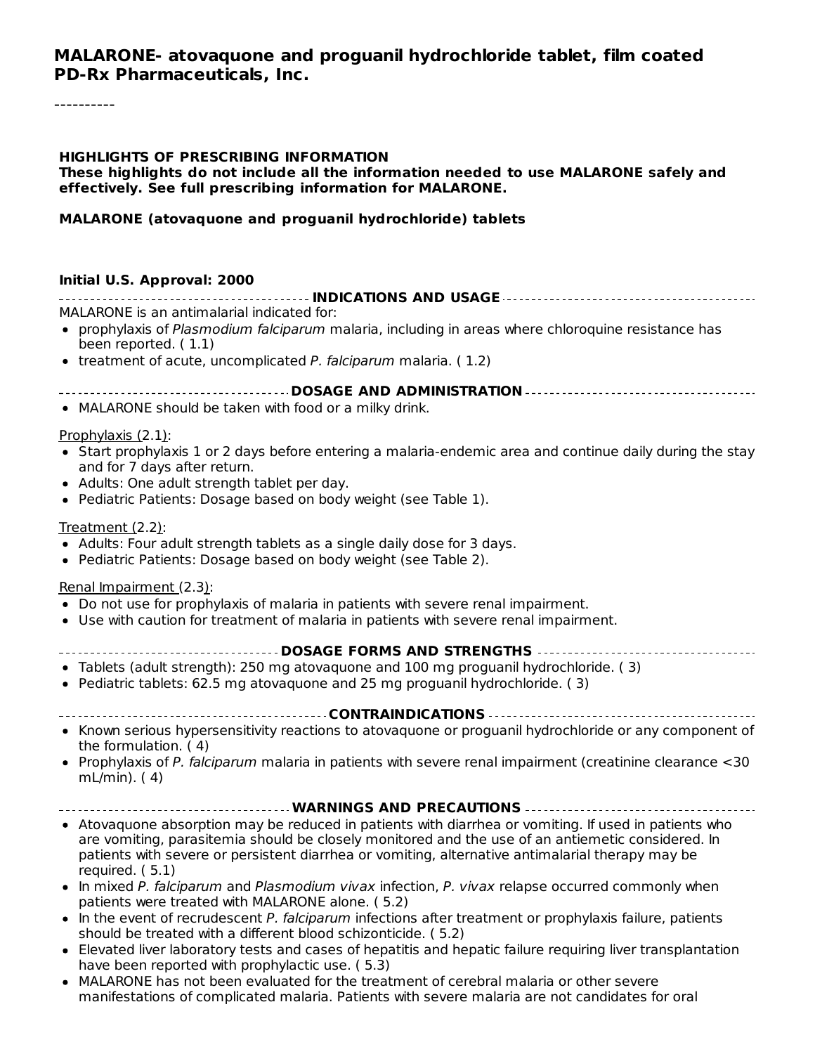**MALARONE- atovaquone and proguanil hydrochloride tablet, film coated**
**PD-Rx Pharmaceuticals, Inc.**

----------

**HIGHLIGHTS OF PRESCRIBING INFORMATION**
**These highlights do not include all the information needed to use MALARONE safely and effectively. See full prescribing information for MALARONE.**

**MALARONE (atovaquone and proguanil hydrochloride) tablets**

**Initial U.S. Approval: 2000**

**INDICATIONS AND USAGE**

MALARONE is an antimalarial indicated for:

- prophylaxis of *Plasmodium falciparum* malaria, including in areas where chloroquine resistance has been reported. ( 1.1)
- treatment of acute, uncomplicated *P. falciparum* malaria. ( 1.2)

**DOSAGE AND ADMINISTRATION**

- MALARONE should be taken with food or a milky drink.

Prophylaxis (2.1):

- Start prophylaxis 1 or 2 days before entering a malaria-endemic area and continue daily during the stay and for 7 days after return.
- Adults: One adult strength tablet per day.
- Pediatric Patients: Dosage based on body weight (see Table 1).

Treatment (2.2):

- Adults: Four adult strength tablets as a single daily dose for 3 days.
- Pediatric Patients: Dosage based on body weight (see Table 2).

Renal Impairment (2.3):

- Do not use for prophylaxis of malaria in patients with severe renal impairment.
- Use with caution for treatment of malaria in patients with severe renal impairment.

**DOSAGE FORMS AND STRENGTHS**

- Tablets (adult strength): 250 mg atovaquone and 100 mg proguanil hydrochloride. ( 3)
- Pediatric tablets: 62.5 mg atovaquone and 25 mg proguanil hydrochloride. ( 3)

**CONTRAINDICATIONS**

- Known serious hypersensitivity reactions to atovaquone or proguanil hydrochloride or any component of the formulation. ( 4)
- Prophylaxis of *P. falciparum* malaria in patients with severe renal impairment (creatinine clearance <30 mL/min). ( 4)

**WARNINGS AND PRECAUTIONS**

- Atovaquone absorption may be reduced in patients with diarrhea or vomiting. If used in patients who are vomiting, parasitemia should be closely monitored and the use of an antiemetic considered. In patients with severe or persistent diarrhea or vomiting, alternative antimalarial therapy may be required. ( 5.1)
- In mixed *P. falciparum* and *Plasmodium vivax* infection, *P. vivax* relapse occurred commonly when patients were treated with MALARONE alone. ( 5.2)
- In the event of recrudescent *P. falciparum* infections after treatment or prophylaxis failure, patients should be treated with a different blood schizonticide. ( 5.2)
- Elevated liver laboratory tests and cases of hepatitis and hepatic failure requiring liver transplantation have been reported with prophylactic use. ( 5.3)
- MALARONE has not been evaluated for the treatment of cerebral malaria or other severe manifestations of complicated malaria. Patients with severe malaria are not candidates for oral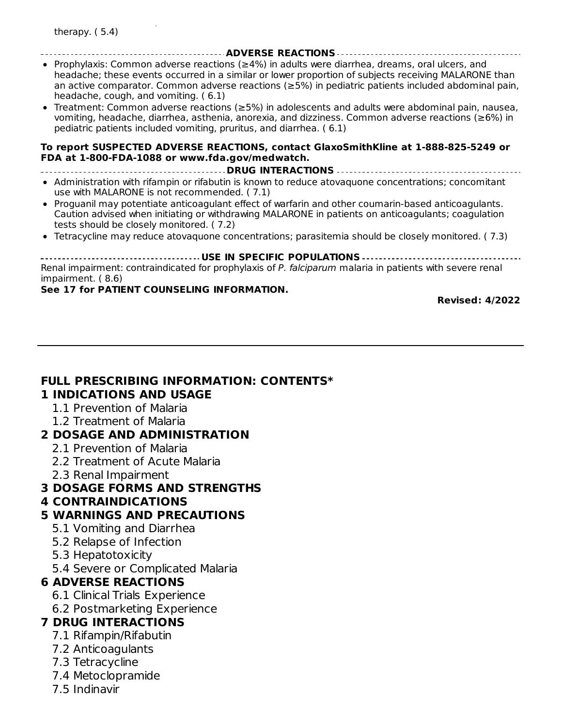therapy. ( 5.4)

## ADVERSE REACTIONS

- Prophylaxis: Common adverse reactions (≥4%) in adults were diarrhea, dreams, oral ulcers, and headache; these events occurred in a similar or lower proportion of subjects receiving MALARONE than an active comparator. Common adverse reactions (≥5%) in pediatric patients included abdominal pain, headache, cough, and vomiting. ( 6.1)
- Treatment: Common adverse reactions (≥5%) in adolescents and adults were abdominal pain, nausea, vomiting, headache, diarrhea, asthenia, anorexia, and dizziness. Common adverse reactions (≥6%) in pediatric patients included vomiting, pruritus, and diarrhea. ( 6.1)

**To report SUSPECTED ADVERSE REACTIONS, contact GlaxoSmithKline at 1-888-825-5249 or FDA at 1-800-FDA-1088 or www.fda.gov/medwatch.**

## DRUG INTERACTIONS

- Administration with rifampin or rifabutin is known to reduce atovaquone concentrations; concomitant use with MALARONE is not recommended. ( 7.1)
- Proguanil may potentiate anticoagulant effect of warfarin and other coumarin-based anticoagulants. Caution advised when initiating or withdrawing MALARONE in patients on anticoagulants; coagulation tests should be closely monitored. ( 7.2)
- Tetracycline may reduce atovaquone concentrations; parasitemia should be closely monitored. ( 7.3)

## USE IN SPECIFIC POPULATIONS

Renal impairment: contraindicated for prophylaxis of *P. falciparum* malaria in patients with severe renal impairment. ( 8.6)

**See 17 for PATIENT COUNSELING INFORMATION.**

**Revised: 4/2022**

---

# FULL PRESCRIBING INFORMATION: CONTENTS*

## 1 INDICATIONS AND USAGE

1.1 Prevention of Malaria
1.2 Treatment of Malaria

## 2 DOSAGE AND ADMINISTRATION

2.1 Prevention of Malaria
2.2 Treatment of Acute Malaria
2.3 Renal Impairment

## 3 DOSAGE FORMS AND STRENGTHS

## 4 CONTRAINDICATIONS

## 5 WARNINGS AND PRECAUTIONS

5.1 Vomiting and Diarrhea
5.2 Relapse of Infection
5.3 Hepatotoxicity
5.4 Severe or Complicated Malaria

## 6 ADVERSE REACTIONS

6.1 Clinical Trials Experience
6.2 Postmarketing Experience

## 7 DRUG INTERACTIONS

7.1 Rifampin/Rifabutin
7.2 Anticoagulants
7.3 Tetracycline
7.4 Metoclopramide
7.5 Indinavir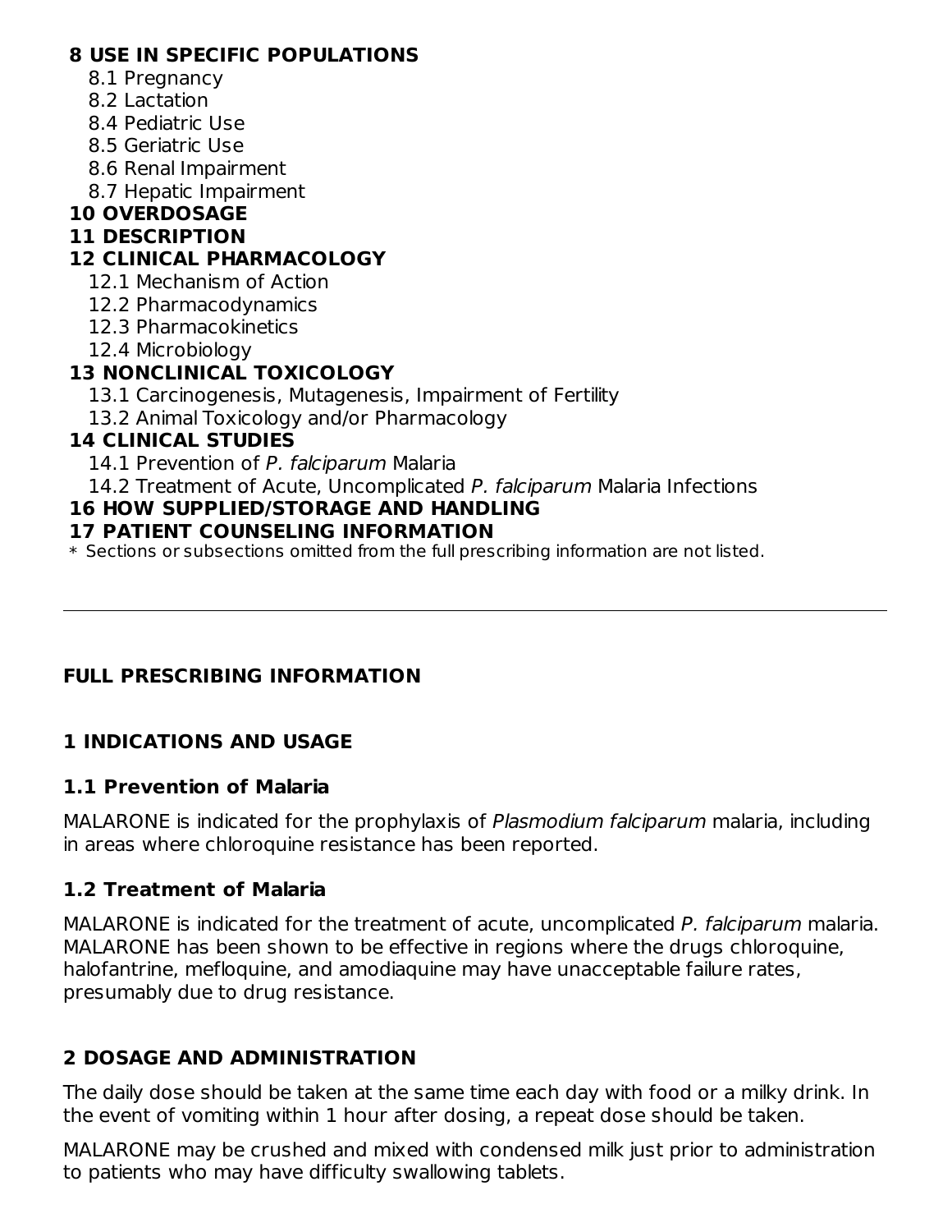**8 USE IN SPECIFIC POPULATIONS**

8.1 Pregnancy

8.2 Lactation

8.4 Pediatric Use

8.5 Geriatric Use

8.6 Renal Impairment

8.7 Hepatic Impairment

**10 OVERDOSAGE**

**11 DESCRIPTION**

**12 CLINICAL PHARMACOLOGY**

12.1 Mechanism of Action

12.2 Pharmacodynamics

12.3 Pharmacokinetics

12.4 Microbiology

**13 NONCLINICAL TOXICOLOGY**

13.1 Carcinogenesis, Mutagenesis, Impairment of Fertility

13.2 Animal Toxicology and/or Pharmacology

**14 CLINICAL STUDIES**

14.1 Prevention of *P. falciparum* Malaria

14.2 Treatment of Acute, Uncomplicated *P. falciparum* Malaria Infections

**16 HOW SUPPLIED/STORAGE AND HANDLING**

**17 PATIENT COUNSELING INFORMATION**

\* Sections or subsections omitted from the full prescribing information are not listed.

---

## FULL PRESCRIBING INFORMATION

## 1 INDICATIONS AND USAGE

### 1.1 Prevention of Malaria

MALARONE is indicated for the prophylaxis of *Plasmodium falciparum* malaria, including in areas where chloroquine resistance has been reported.

### 1.2 Treatment of Malaria

MALARONE is indicated for the treatment of acute, uncomplicated *P. falciparum* malaria. MALARONE has been shown to be effective in regions where the drugs chloroquine, halofantrine, mefloquine, and amodiaquine may have unacceptable failure rates, presumably due to drug resistance.

## 2 DOSAGE AND ADMINISTRATION

The daily dose should be taken at the same time each day with food or a milky drink. In the event of vomiting within 1 hour after dosing, a repeat dose should be taken.

MALARONE may be crushed and mixed with condensed milk just prior to administration to patients who may have difficulty swallowing tablets.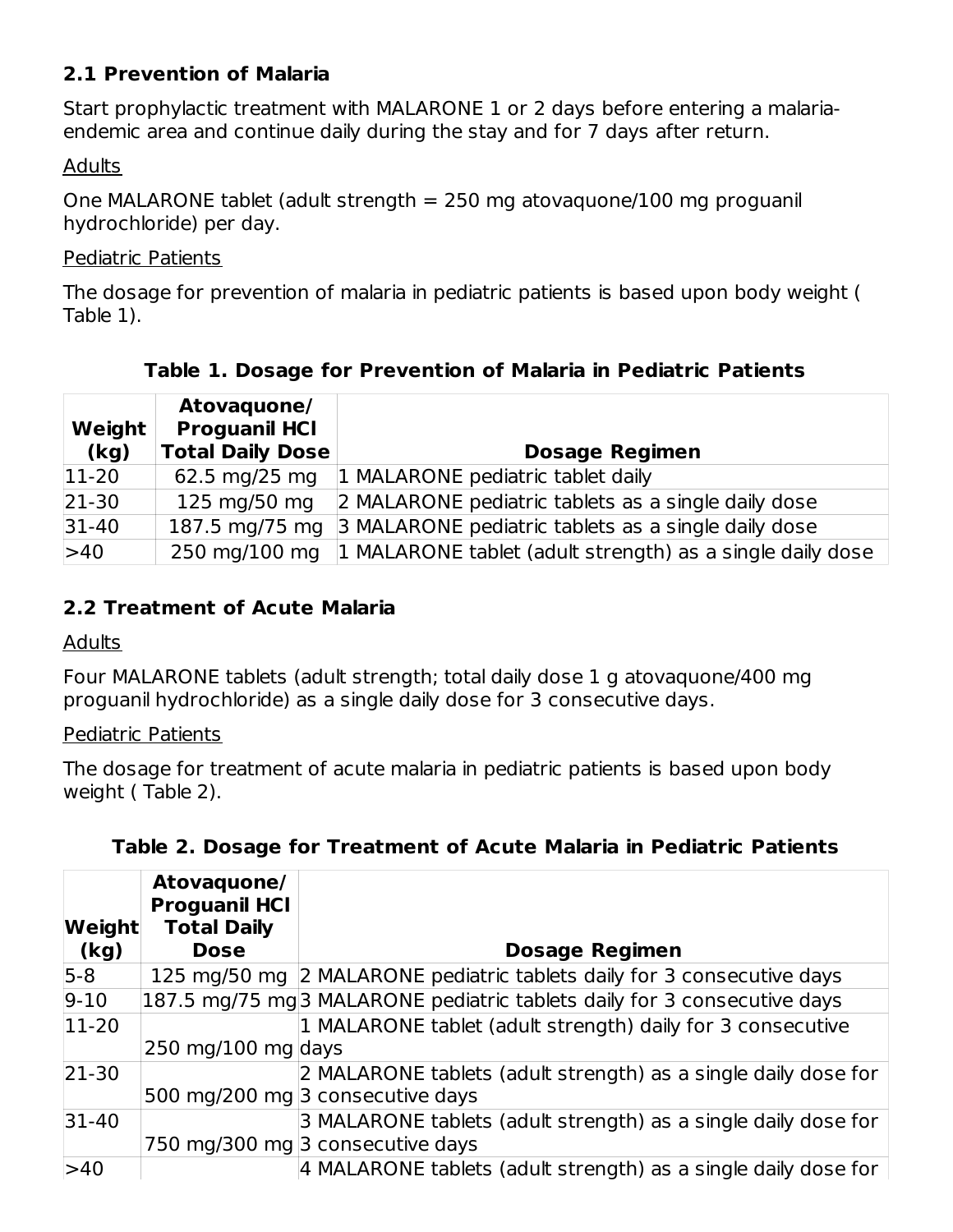## 2.1 Prevention of Malaria

Start prophylactic treatment with MALARONE 1 or 2 days before entering a malaria-endemic area and continue daily during the stay and for 7 days after return.

Adults

One MALARONE tablet (adult strength = 250 mg atovaquone/100 mg proguanil hydrochloride) per day.

Pediatric Patients

The dosage for prevention of malaria in pediatric patients is based upon body weight ( Table 1).

**Table 1. Dosage for Prevention of Malaria in Pediatric Patients**

| Weight (kg) | Atovaquone/ Proguanil HCl Total Daily Dose | Dosage Regimen |
|---|---|---|
| 11-20 | 62.5 mg/25 mg | 1 MALARONE pediatric tablet daily |
| 21-30 | 125 mg/50 mg | 2 MALARONE pediatric tablets as a single daily dose |
| 31-40 | 187.5 mg/75 mg | 3 MALARONE pediatric tablets as a single daily dose |
| >40 | 250 mg/100 mg | 1 MALARONE tablet (adult strength) as a single daily dose |

## 2.2 Treatment of Acute Malaria

Adults

Four MALARONE tablets (adult strength; total daily dose 1 g atovaquone/400 mg proguanil hydrochloride) as a single daily dose for 3 consecutive days.

Pediatric Patients

The dosage for treatment of acute malaria in pediatric patients is based upon body weight ( Table 2).

**Table 2. Dosage for Treatment of Acute Malaria in Pediatric Patients**

| Weight (kg) | Atovaquone/ Proguanil HCl Total Daily Dose | Dosage Regimen |
|---|---|---|
| 5-8 | 125 mg/50 mg | 2 MALARONE pediatric tablets daily for 3 consecutive days |
| 9-10 | 187.5 mg/75 mg | 3 MALARONE pediatric tablets daily for 3 consecutive days |
| 11-20 | 250 mg/100 mg | 1 MALARONE tablet (adult strength) daily for 3 consecutive days |
| 21-30 | 500 mg/200 mg | 2 MALARONE tablets (adult strength) as a single daily dose for 3 consecutive days |
| 31-40 | 750 mg/300 mg | 3 MALARONE tablets (adult strength) as a single daily dose for 3 consecutive days |
| >40 | | 4 MALARONE tablets (adult strength) as a single daily dose for |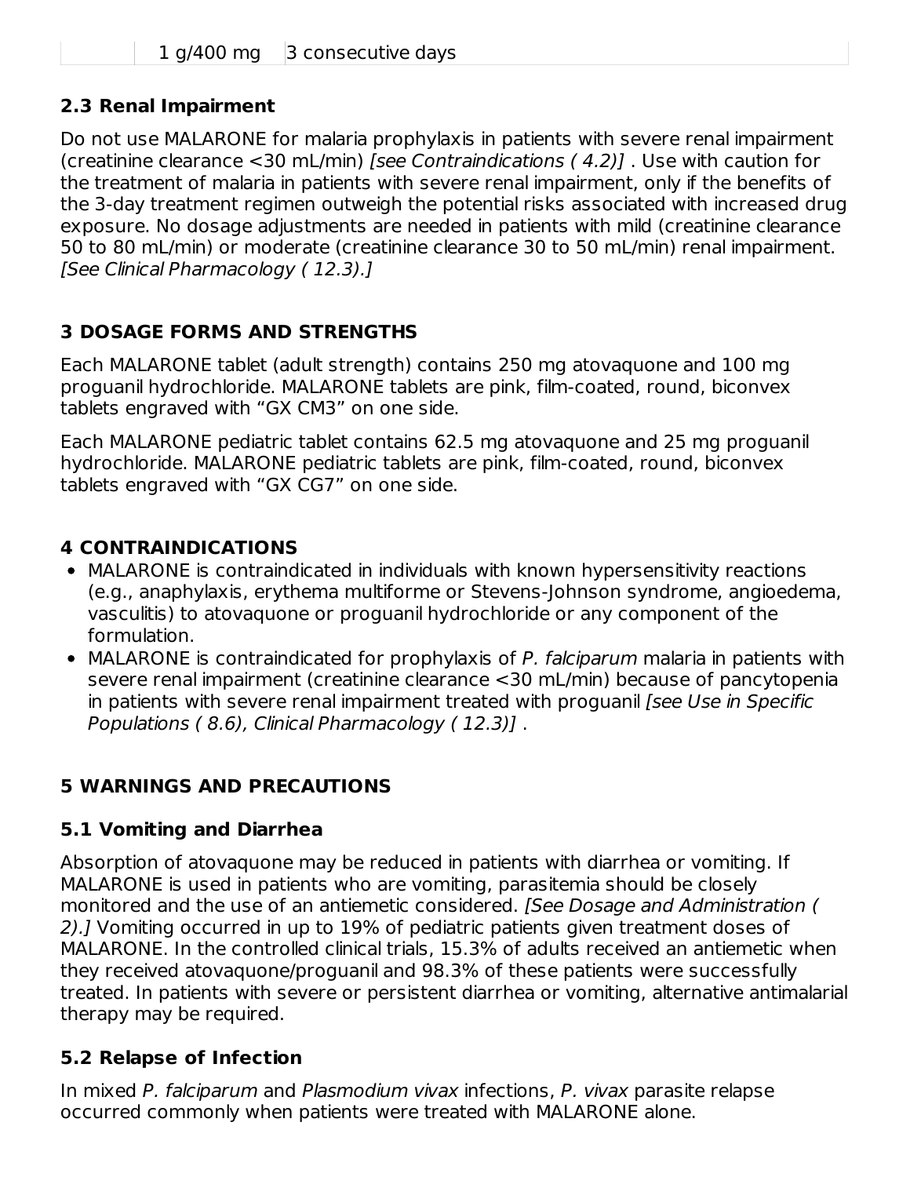| | | |
|---|---|---|
| | 1 g/400 mg | 3 consecutive days |

### 2.3 Renal Impairment

Do not use MALARONE for malaria prophylaxis in patients with severe renal impairment (creatinine clearance <30 mL/min) *[see Contraindications ( 4.2)]* . Use with caution for the treatment of malaria in patients with severe renal impairment, only if the benefits of the 3-day treatment regimen outweigh the potential risks associated with increased drug exposure. No dosage adjustments are needed in patients with mild (creatinine clearance 50 to 80 mL/min) or moderate (creatinine clearance 30 to 50 mL/min) renal impairment. *[See Clinical Pharmacology ( 12.3).]*

## 3 DOSAGE FORMS AND STRENGTHS

Each MALARONE tablet (adult strength) contains 250 mg atovaquone and 100 mg proguanil hydrochloride. MALARONE tablets are pink, film-coated, round, biconvex tablets engraved with “GX CM3” on one side.

Each MALARONE pediatric tablet contains 62.5 mg atovaquone and 25 mg proguanil hydrochloride. MALARONE pediatric tablets are pink, film-coated, round, biconvex tablets engraved with “GX CG7” on one side.

## 4 CONTRAINDICATIONS

- MALARONE is contraindicated in individuals with known hypersensitivity reactions (e.g., anaphylaxis, erythema multiforme or Stevens-Johnson syndrome, angioedema, vasculitis) to atovaquone or proguanil hydrochloride or any component of the formulation.
- MALARONE is contraindicated for prophylaxis of *P. falciparum* malaria in patients with severe renal impairment (creatinine clearance <30 mL/min) because of pancytopenia in patients with severe renal impairment treated with proguanil *[see Use in Specific Populations ( 8.6), Clinical Pharmacology ( 12.3)]* .

## 5 WARNINGS AND PRECAUTIONS

### 5.1 Vomiting and Diarrhea

Absorption of atovaquone may be reduced in patients with diarrhea or vomiting. If MALARONE is used in patients who are vomiting, parasitemia should be closely monitored and the use of an antiemetic considered. *[See Dosage and Administration ( 2).]* Vomiting occurred in up to 19% of pediatric patients given treatment doses of MALARONE. In the controlled clinical trials, 15.3% of adults received an antiemetic when they received atovaquone/proguanil and 98.3% of these patients were successfully treated. In patients with severe or persistent diarrhea or vomiting, alternative antimalarial therapy may be required.

### 5.2 Relapse of Infection

In mixed *P. falciparum* and *Plasmodium vivax* infections, *P. vivax* parasite relapse occurred commonly when patients were treated with MALARONE alone.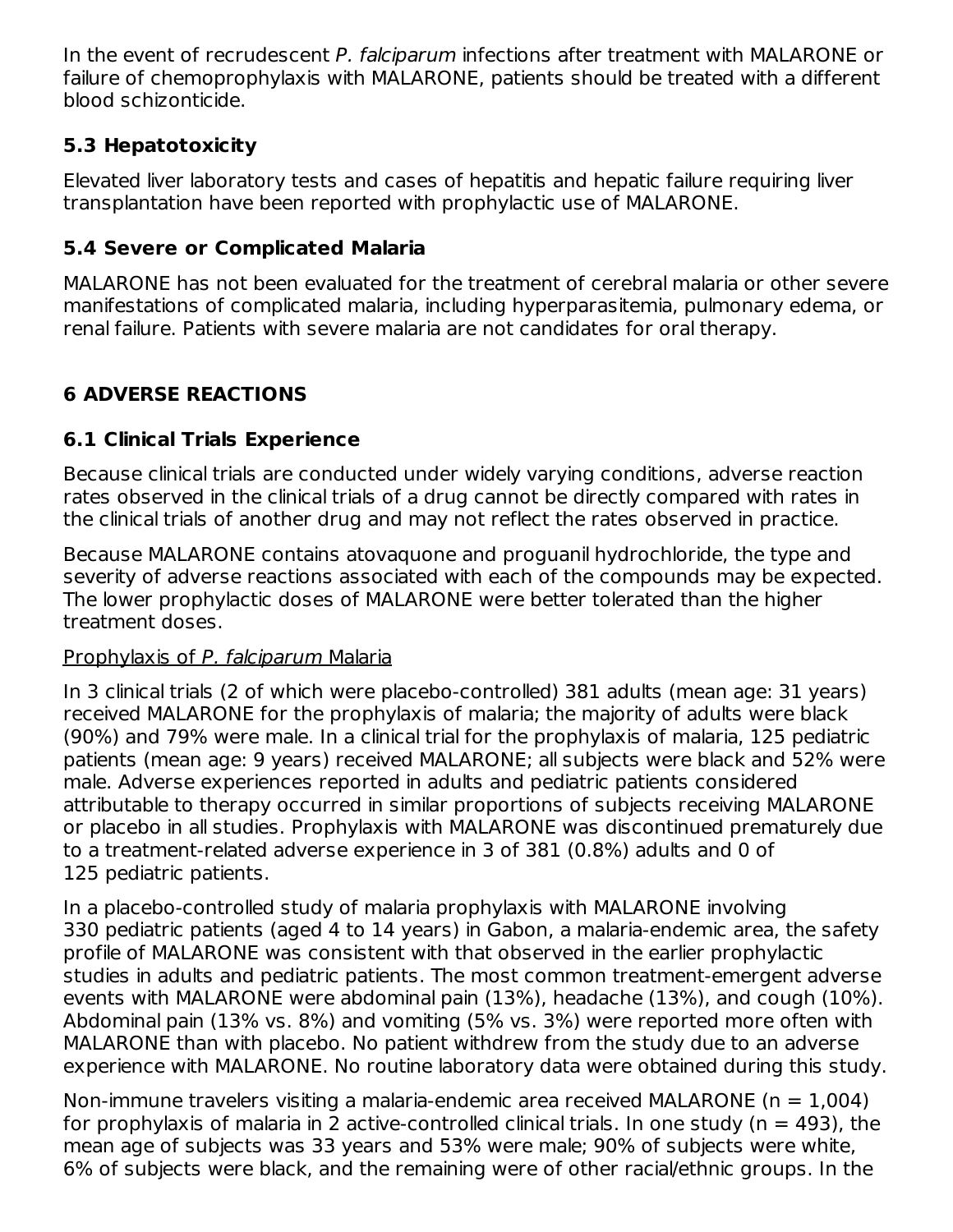In the event of recrudescent *P. falciparum* infections after treatment with MALARONE or failure of chemoprophylaxis with MALARONE, patients should be treated with a different blood schizonticide.

### 5.3 Hepatotoxicity

Elevated liver laboratory tests and cases of hepatitis and hepatic failure requiring liver transplantation have been reported with prophylactic use of MALARONE.

### 5.4 Severe or Complicated Malaria

MALARONE has not been evaluated for the treatment of cerebral malaria or other severe manifestations of complicated malaria, including hyperparasitemia, pulmonary edema, or renal failure. Patients with severe malaria are not candidates for oral therapy.

## 6 ADVERSE REACTIONS

### 6.1 Clinical Trials Experience

Because clinical trials are conducted under widely varying conditions, adverse reaction rates observed in the clinical trials of a drug cannot be directly compared with rates in the clinical trials of another drug and may not reflect the rates observed in practice.

Because MALARONE contains atovaquone and proguanil hydrochloride, the type and severity of adverse reactions associated with each of the compounds may be expected. The lower prophylactic doses of MALARONE were better tolerated than the higher treatment doses.

Prophylaxis of *P. falciparum* Malaria

In 3 clinical trials (2 of which were placebo-controlled) 381 adults (mean age: 31 years) received MALARONE for the prophylaxis of malaria; the majority of adults were black (90%) and 79% were male. In a clinical trial for the prophylaxis of malaria, 125 pediatric patients (mean age: 9 years) received MALARONE; all subjects were black and 52% were male. Adverse experiences reported in adults and pediatric patients considered attributable to therapy occurred in similar proportions of subjects receiving MALARONE or placebo in all studies. Prophylaxis with MALARONE was discontinued prematurely due to a treatment-related adverse experience in 3 of 381 (0.8%) adults and 0 of 125 pediatric patients.

In a placebo-controlled study of malaria prophylaxis with MALARONE involving 330 pediatric patients (aged 4 to 14 years) in Gabon, a malaria-endemic area, the safety profile of MALARONE was consistent with that observed in the earlier prophylactic studies in adults and pediatric patients. The most common treatment-emergent adverse events with MALARONE were abdominal pain (13%), headache (13%), and cough (10%). Abdominal pain (13% vs. 8%) and vomiting (5% vs. 3%) were reported more often with MALARONE than with placebo. No patient withdrew from the study due to an adverse experience with MALARONE. No routine laboratory data were obtained during this study.

Non-immune travelers visiting a malaria-endemic area received MALARONE (n = 1,004) for prophylaxis of malaria in 2 active-controlled clinical trials. In one study (n = 493), the mean age of subjects was 33 years and 53% were male; 90% of subjects were white, 6% of subjects were black, and the remaining were of other racial/ethnic groups. In the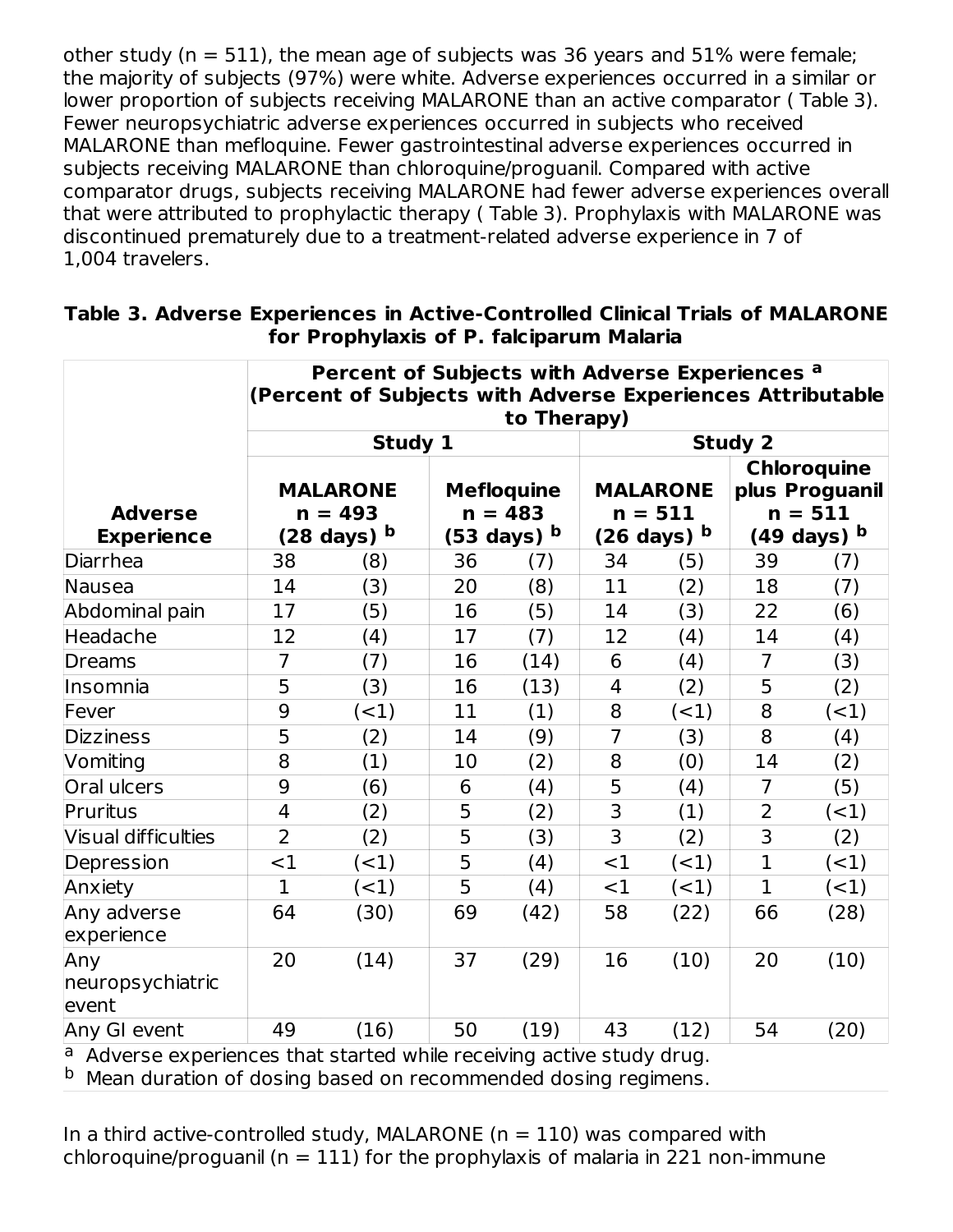other study (n = 511), the mean age of subjects was 36 years and 51% were female; the majority of subjects (97%) were white. Adverse experiences occurred in a similar or lower proportion of subjects receiving MALARONE than an active comparator ( Table 3). Fewer neuropsychiatric adverse experiences occurred in subjects who received MALARONE than mefloquine. Fewer gastrointestinal adverse experiences occurred in subjects receiving MALARONE than chloroquine/proguanil. Compared with active comparator drugs, subjects receiving MALARONE had fewer adverse experiences overall that were attributed to prophylactic therapy ( Table 3). Prophylaxis with MALARONE was discontinued prematurely due to a treatment-related adverse experience in 7 of 1,004 travelers.

**Table 3. Adverse Experiences in Active-Controlled Clinical Trials of MALARONE for Prophylaxis of P. falciparum Malaria**

| | Percent of Subjects with Adverse Experiences [a] (Percent of Subjects with Adverse Experiences Attributable to Therapy) | | | | | | | |
|---|---|---|---|---|---|---|---|---|
| | Study 1 | | | | Study 2 | | | |
| Adverse Experience | MALARONE n = 493 (28 days) [b] | | Mefloquine n = 483 (53 days) [b] | | MALARONE n = 511 (26 days) [b] | | Chloroquine plus Proguanil n = 511 (49 days) [b] | |
| Diarrhea | 38 | (8) | 36 | (7) | 34 | (5) | 39 | (7) |
| Nausea | 14 | (3) | 20 | (8) | 11 | (2) | 18 | (7) |
| Abdominal pain | 17 | (5) | 16 | (5) | 14 | (3) | 22 | (6) |
| Headache | 12 | (4) | 17 | (7) | 12 | (4) | 14 | (4) |
| Dreams | 7 | (7) | 16 | (14) | 6 | (4) | 7 | (3) |
| Insomnia | 5 | (3) | 16 | (13) | 4 | (2) | 5 | (2) |
| Fever | 9 | (<1) | 11 | (1) | 8 | (<1) | 8 | (<1) |
| Dizziness | 5 | (2) | 14 | (9) | 7 | (3) | 8 | (4) |
| Vomiting | 8 | (1) | 10 | (2) | 8 | (0) | 14 | (2) |
| Oral ulcers | 9 | (6) | 6 | (4) | 5 | (4) | 7 | (5) |
| Pruritus | 4 | (2) | 5 | (2) | 3 | (1) | 2 | (<1) |
| Visual difficulties | 2 | (2) | 5 | (3) | 3 | (2) | 3 | (2) |
| Depression | <1 | (<1) | 5 | (4) | <1 | (<1) | 1 | (<1) |
| Anxiety | 1 | (<1) | 5 | (4) | <1 | (<1) | 1 | (<1) |
| Any adverse experience | 64 | (30) | 69 | (42) | 58 | (22) | 66 | (28) |
| Any neuropsychiatric event | 20 | (14) | 37 | (29) | 16 | (10) | 20 | (10) |
| Any GI event | 49 | (16) | 50 | (19) | 43 | (12) | 54 | (20) |

[a] Adverse experiences that started while receiving active study drug.
[b] Mean duration of dosing based on recommended dosing regimens.

In a third active-controlled study, MALARONE (n = 110) was compared with chloroquine/proguanil (n = 111) for the prophylaxis of malaria in 221 non-immune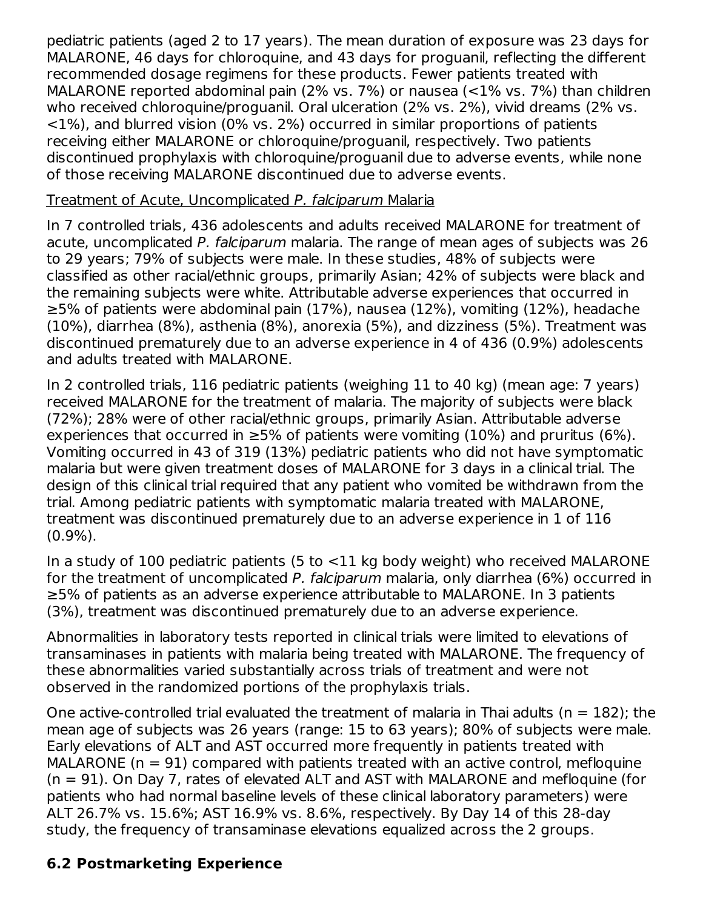pediatric patients (aged 2 to 17 years). The mean duration of exposure was 23 days for MALARONE, 46 days for chloroquine, and 43 days for proguanil, reflecting the different recommended dosage regimens for these products. Fewer patients treated with MALARONE reported abdominal pain (2% vs. 7%) or nausea (<1% vs. 7%) than children who received chloroquine/proguanil. Oral ulceration (2% vs. 2%), vivid dreams (2% vs. <1%), and blurred vision (0% vs. 2%) occurred in similar proportions of patients receiving either MALARONE or chloroquine/proguanil, respectively. Two patients discontinued prophylaxis with chloroquine/proguanil due to adverse events, while none of those receiving MALARONE discontinued due to adverse events.

Treatment of Acute, Uncomplicated *P. falciparum* Malaria

In 7 controlled trials, 436 adolescents and adults received MALARONE for treatment of acute, uncomplicated *P. falciparum* malaria. The range of mean ages of subjects was 26 to 29 years; 79% of subjects were male. In these studies, 48% of subjects were classified as other racial/ethnic groups, primarily Asian; 42% of subjects were black and the remaining subjects were white. Attributable adverse experiences that occurred in ≥5% of patients were abdominal pain (17%), nausea (12%), vomiting (12%), headache (10%), diarrhea (8%), asthenia (8%), anorexia (5%), and dizziness (5%). Treatment was discontinued prematurely due to an adverse experience in 4 of 436 (0.9%) adolescents and adults treated with MALARONE.

In 2 controlled trials, 116 pediatric patients (weighing 11 to 40 kg) (mean age: 7 years) received MALARONE for the treatment of malaria. The majority of subjects were black (72%); 28% were of other racial/ethnic groups, primarily Asian. Attributable adverse experiences that occurred in ≥5% of patients were vomiting (10%) and pruritus (6%). Vomiting occurred in 43 of 319 (13%) pediatric patients who did not have symptomatic malaria but were given treatment doses of MALARONE for 3 days in a clinical trial. The design of this clinical trial required that any patient who vomited be withdrawn from the trial. Among pediatric patients with symptomatic malaria treated with MALARONE, treatment was discontinued prematurely due to an adverse experience in 1 of 116 (0.9%).

In a study of 100 pediatric patients (5 to <11 kg body weight) who received MALARONE for the treatment of uncomplicated *P. falciparum* malaria, only diarrhea (6%) occurred in ≥5% of patients as an adverse experience attributable to MALARONE. In 3 patients (3%), treatment was discontinued prematurely due to an adverse experience.

Abnormalities in laboratory tests reported in clinical trials were limited to elevations of transaminases in patients with malaria being treated with MALARONE. The frequency of these abnormalities varied substantially across trials of treatment and were not observed in the randomized portions of the prophylaxis trials.

One active-controlled trial evaluated the treatment of malaria in Thai adults (n = 182); the mean age of subjects was 26 years (range: 15 to 63 years); 80% of subjects were male. Early elevations of ALT and AST occurred more frequently in patients treated with MALARONE (n = 91) compared with patients treated with an active control, mefloquine (n = 91). On Day 7, rates of elevated ALT and AST with MALARONE and mefloquine (for patients who had normal baseline levels of these clinical laboratory parameters) were ALT 26.7% vs. 15.6%; AST 16.9% vs. 8.6%, respectively. By Day 14 of this 28-day study, the frequency of transaminase elevations equalized across the 2 groups.

## 6.2 Postmarketing Experience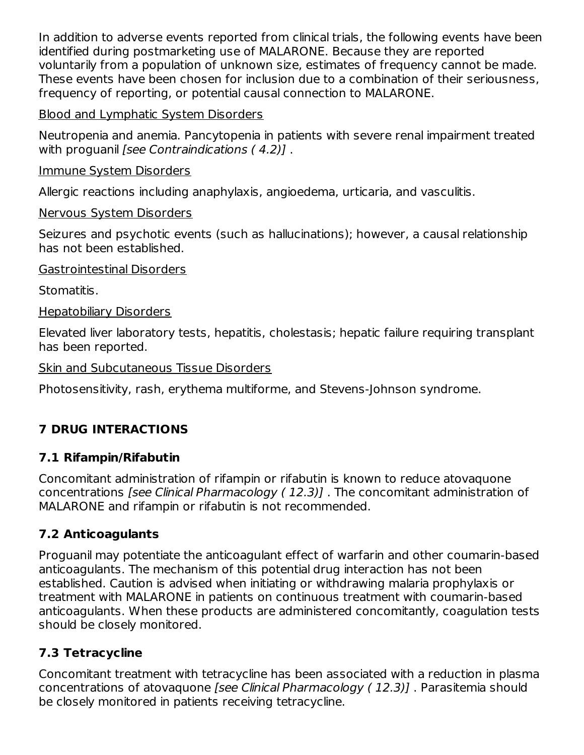In addition to adverse events reported from clinical trials, the following events have been identified during postmarketing use of MALARONE. Because they are reported voluntarily from a population of unknown size, estimates of frequency cannot be made. These events have been chosen for inclusion due to a combination of their seriousness, frequency of reporting, or potential causal connection to MALARONE.

Blood and Lymphatic System Disorders

Neutropenia and anemia. Pancytopenia in patients with severe renal impairment treated with proguanil *[see Contraindications ( 4.2)]* .

Immune System Disorders

Allergic reactions including anaphylaxis, angioedema, urticaria, and vasculitis.

Nervous System Disorders

Seizures and psychotic events (such as hallucinations); however, a causal relationship has not been established.

Gastrointestinal Disorders

Stomatitis.

Hepatobiliary Disorders

Elevated liver laboratory tests, hepatitis, cholestasis; hepatic failure requiring transplant has been reported.

Skin and Subcutaneous Tissue Disorders

Photosensitivity, rash, erythema multiforme, and Stevens-Johnson syndrome.

## 7 DRUG INTERACTIONS

### 7.1 Rifampin/Rifabutin

Concomitant administration of rifampin or rifabutin is known to reduce atovaquone concentrations *[see Clinical Pharmacology ( 12.3)]* . The concomitant administration of MALARONE and rifampin or rifabutin is not recommended.

### 7.2 Anticoagulants

Proguanil may potentiate the anticoagulant effect of warfarin and other coumarin-based anticoagulants. The mechanism of this potential drug interaction has not been established. Caution is advised when initiating or withdrawing malaria prophylaxis or treatment with MALARONE in patients on continuous treatment with coumarin-based anticoagulants. When these products are administered concomitantly, coagulation tests should be closely monitored.

### 7.3 Tetracycline

Concomitant treatment with tetracycline has been associated with a reduction in plasma concentrations of atovaquone *[see Clinical Pharmacology ( 12.3)]* . Parasitemia should be closely monitored in patients receiving tetracycline.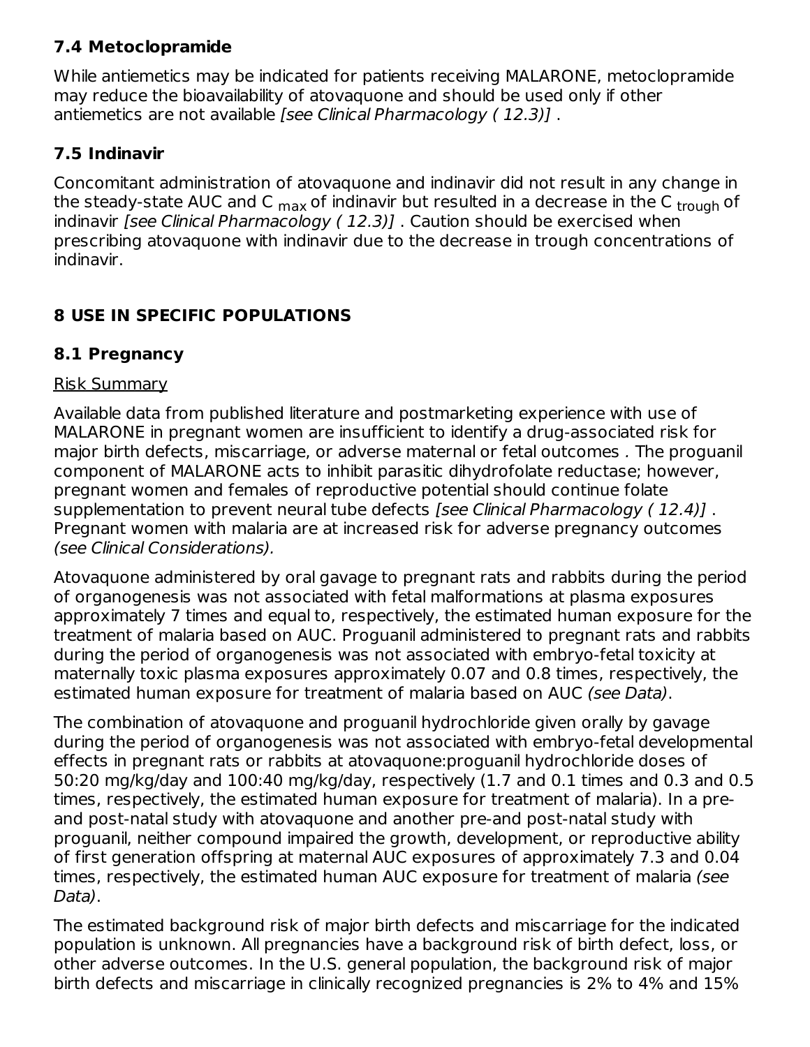### 7.4 Metoclopramide

While antiemetics may be indicated for patients receiving MALARONE, metoclopramide may reduce the bioavailability of atovaquone and should be used only if other antiemetics are not available *[see Clinical Pharmacology ( 12.3)]* .

### 7.5 Indinavir

Concomitant administration of atovaquone and indinavir did not result in any change in the steady-state AUC and $C_{max}$ of indinavir but resulted in a decrease in the $C_{trough}$ of indinavir *[see Clinical Pharmacology ( 12.3)]* . Caution should be exercised when prescribing atovaquone with indinavir due to the decrease in trough concentrations of indinavir.

## 8 USE IN SPECIFIC POPULATIONS

### 8.1 Pregnancy

Risk Summary

Available data from published literature and postmarketing experience with use of MALARONE in pregnant women are insufficient to identify a drug-associated risk for major birth defects, miscarriage, or adverse maternal or fetal outcomes . The proguanil component of MALARONE acts to inhibit parasitic dihydrofolate reductase; however, pregnant women and females of reproductive potential should continue folate supplementation to prevent neural tube defects *[see Clinical Pharmacology ( 12.4)]* . Pregnant women with malaria are at increased risk for adverse pregnancy outcomes *(see Clinical Considerations).*

Atovaquone administered by oral gavage to pregnant rats and rabbits during the period of organogenesis was not associated with fetal malformations at plasma exposures approximately 7 times and equal to, respectively, the estimated human exposure for the treatment of malaria based on AUC. Proguanil administered to pregnant rats and rabbits during the period of organogenesis was not associated with embryo-fetal toxicity at maternally toxic plasma exposures approximately 0.07 and 0.8 times, respectively, the estimated human exposure for treatment of malaria based on AUC *(see Data)*.

The combination of atovaquone and proguanil hydrochloride given orally by gavage during the period of organogenesis was not associated with embryo-fetal developmental effects in pregnant rats or rabbits at atovaquone:proguanil hydrochloride doses of 50:20 mg/kg/day and 100:40 mg/kg/day, respectively (1.7 and 0.1 times and 0.3 and 0.5 times, respectively, the estimated human exposure for treatment of malaria). In a pre- and post-natal study with atovaquone and another pre-and post-natal study with proguanil, neither compound impaired the growth, development, or reproductive ability of first generation offspring at maternal AUC exposures of approximately 7.3 and 0.04 times, respectively, the estimated human AUC exposure for treatment of malaria *(see Data)*.

The estimated background risk of major birth defects and miscarriage for the indicated population is unknown. All pregnancies have a background risk of birth defect, loss, or other adverse outcomes. In the U.S. general population, the background risk of major birth defects and miscarriage in clinically recognized pregnancies is 2% to 4% and 15%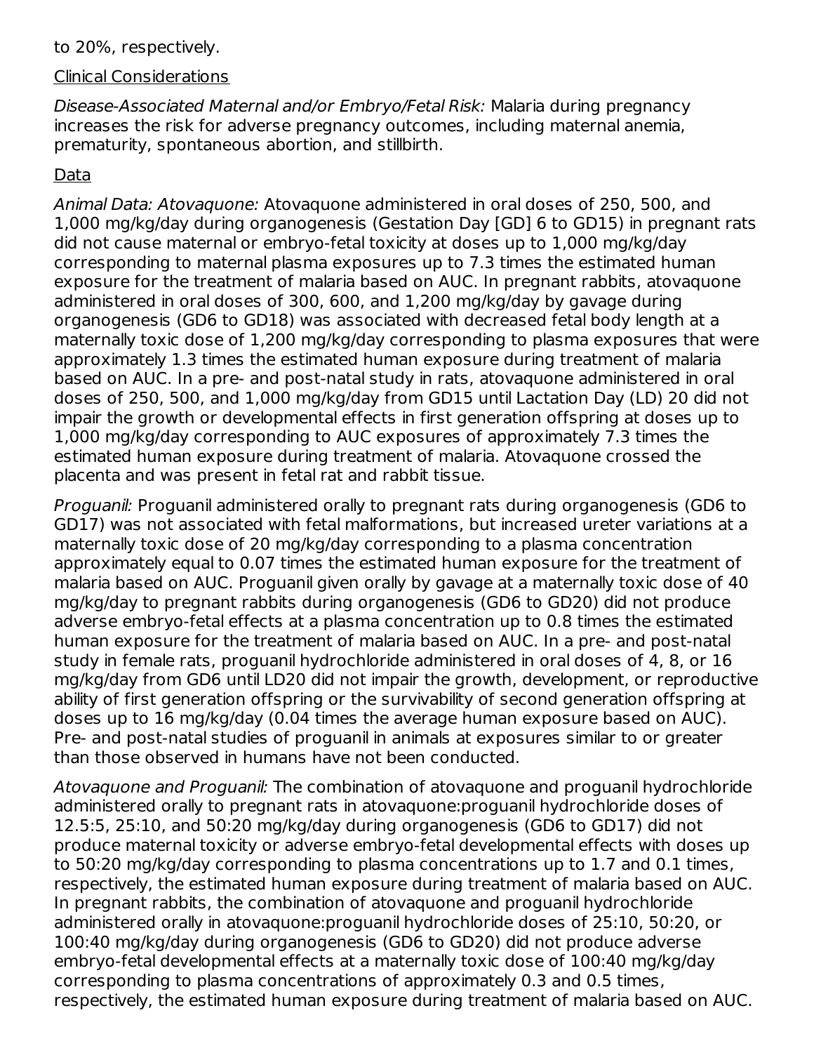to 20%, respectively.

Clinical Considerations

*Disease-Associated Maternal and/or Embryo/Fetal Risk:* Malaria during pregnancy increases the risk for adverse pregnancy outcomes, including maternal anemia, prematurity, spontaneous abortion, and stillbirth.

Data

*Animal Data: Atovaquone:* Atovaquone administered in oral doses of 250, 500, and 1,000 mg/kg/day during organogenesis (Gestation Day [GD] 6 to GD15) in pregnant rats did not cause maternal or embryo-fetal toxicity at doses up to 1,000 mg/kg/day corresponding to maternal plasma exposures up to 7.3 times the estimated human exposure for the treatment of malaria based on AUC. In pregnant rabbits, atovaquone administered in oral doses of 300, 600, and 1,200 mg/kg/day by gavage during organogenesis (GD6 to GD18) was associated with decreased fetal body length at a maternally toxic dose of 1,200 mg/kg/day corresponding to plasma exposures that were approximately 1.3 times the estimated human exposure during treatment of malaria based on AUC. In a pre- and post-natal study in rats, atovaquone administered in oral doses of 250, 500, and 1,000 mg/kg/day from GD15 until Lactation Day (LD) 20 did not impair the growth or developmental effects in first generation offspring at doses up to 1,000 mg/kg/day corresponding to AUC exposures of approximately 7.3 times the estimated human exposure during treatment of malaria. Atovaquone crossed the placenta and was present in fetal rat and rabbit tissue.

*Proguanil:* Proguanil administered orally to pregnant rats during organogenesis (GD6 to GD17) was not associated with fetal malformations, but increased ureter variations at a maternally toxic dose of 20 mg/kg/day corresponding to a plasma concentration approximately equal to 0.07 times the estimated human exposure for the treatment of malaria based on AUC. Proguanil given orally by gavage at a maternally toxic dose of 40 mg/kg/day to pregnant rabbits during organogenesis (GD6 to GD20) did not produce adverse embryo-fetal effects at a plasma concentration up to 0.8 times the estimated human exposure for the treatment of malaria based on AUC. In a pre- and post-natal study in female rats, proguanil hydrochloride administered in oral doses of 4, 8, or 16 mg/kg/day from GD6 until LD20 did not impair the growth, development, or reproductive ability of first generation offspring or the survivability of second generation offspring at doses up to 16 mg/kg/day (0.04 times the average human exposure based on AUC). Pre- and post-natal studies of proguanil in animals at exposures similar to or greater than those observed in humans have not been conducted.

*Atovaquone and Proguanil:* The combination of atovaquone and proguanil hydrochloride administered orally to pregnant rats in atovaquone:proguanil hydrochloride doses of 12.5:5, 25:10, and 50:20 mg/kg/day during organogenesis (GD6 to GD17) did not produce maternal toxicity or adverse embryo-fetal developmental effects with doses up to 50:20 mg/kg/day corresponding to plasma concentrations up to 1.7 and 0.1 times, respectively, the estimated human exposure during treatment of malaria based on AUC. In pregnant rabbits, the combination of atovaquone and proguanil hydrochloride administered orally in atovaquone:proguanil hydrochloride doses of 25:10, 50:20, or 100:40 mg/kg/day during organogenesis (GD6 to GD20) did not produce adverse embryo-fetal developmental effects at a maternally toxic dose of 100:40 mg/kg/day corresponding to plasma concentrations of approximately 0.3 and 0.5 times, respectively, the estimated human exposure during treatment of malaria based on AUC.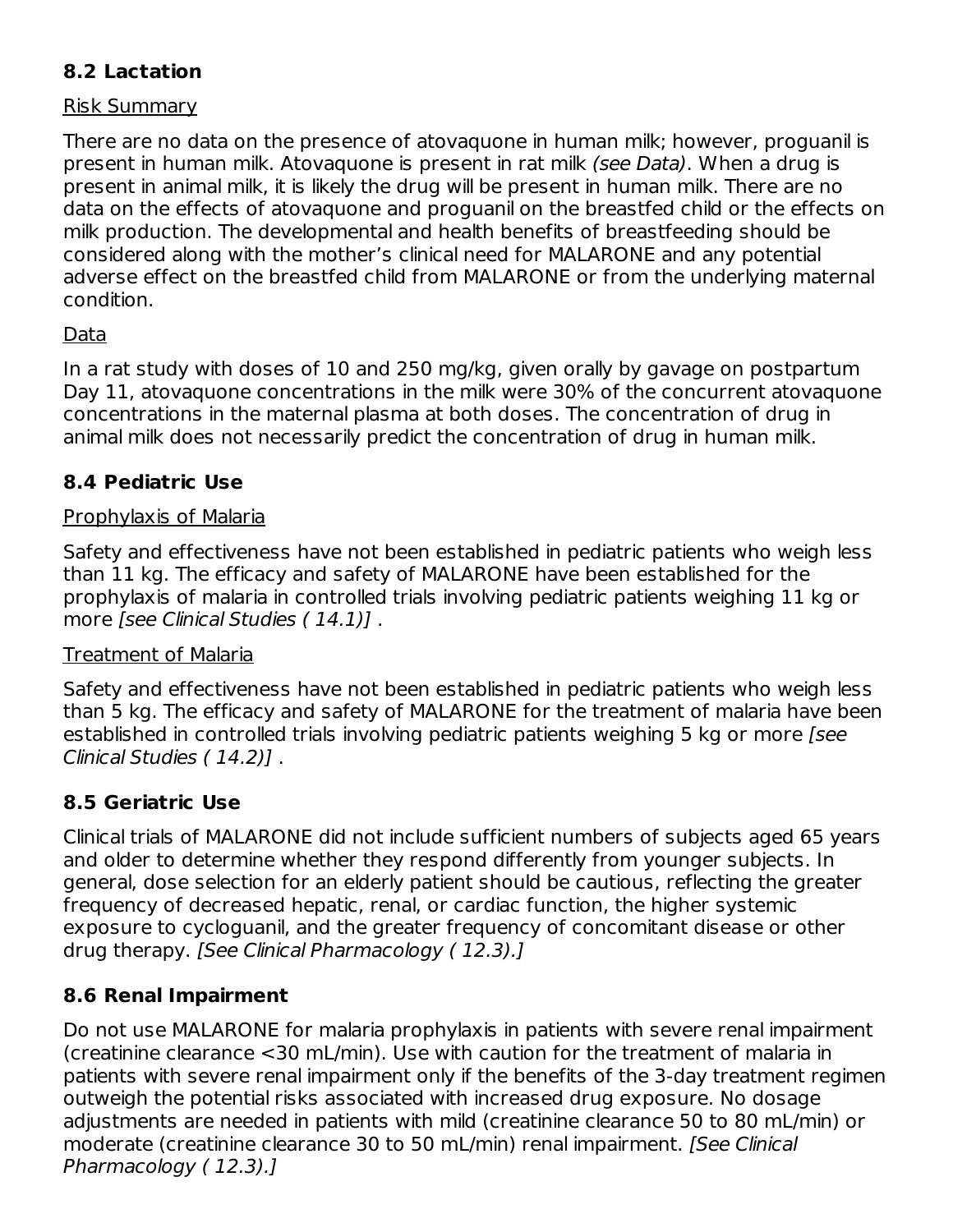### 8.2 Lactation

Risk Summary

There are no data on the presence of atovaquone in human milk; however, proguanil is present in human milk. Atovaquone is present in rat milk *(see Data)*. When a drug is present in animal milk, it is likely the drug will be present in human milk. There are no data on the effects of atovaquone and proguanil on the breastfed child or the effects on milk production. The developmental and health benefits of breastfeeding should be considered along with the mother's clinical need for MALARONE and any potential adverse effect on the breastfed child from MALARONE or from the underlying maternal condition.

Data

In a rat study with doses of 10 and 250 mg/kg, given orally by gavage on postpartum Day 11, atovaquone concentrations in the milk were 30% of the concurrent atovaquone concentrations in the maternal plasma at both doses. The concentration of drug in animal milk does not necessarily predict the concentration of drug in human milk.

### 8.4 Pediatric Use

Prophylaxis of Malaria

Safety and effectiveness have not been established in pediatric patients who weigh less than 11 kg. The efficacy and safety of MALARONE have been established for the prophylaxis of malaria in controlled trials involving pediatric patients weighing 11 kg or more *[see Clinical Studies ( 14.1)]* .

Treatment of Malaria

Safety and effectiveness have not been established in pediatric patients who weigh less than 5 kg. The efficacy and safety of MALARONE for the treatment of malaria have been established in controlled trials involving pediatric patients weighing 5 kg or more *[see Clinical Studies ( 14.2)]* .

### 8.5 Geriatric Use

Clinical trials of MALARONE did not include sufficient numbers of subjects aged 65 years and older to determine whether they respond differently from younger subjects. In general, dose selection for an elderly patient should be cautious, reflecting the greater frequency of decreased hepatic, renal, or cardiac function, the higher systemic exposure to cycloguanil, and the greater frequency of concomitant disease or other drug therapy. *[See Clinical Pharmacology ( 12.3).]*

### 8.6 Renal Impairment

Do not use MALARONE for malaria prophylaxis in patients with severe renal impairment (creatinine clearance <30 mL/min). Use with caution for the treatment of malaria in patients with severe renal impairment only if the benefits of the 3-day treatment regimen outweigh the potential risks associated with increased drug exposure. No dosage adjustments are needed in patients with mild (creatinine clearance 50 to 80 mL/min) or moderate (creatinine clearance 30 to 50 mL/min) renal impairment. *[See Clinical Pharmacology ( 12.3).]*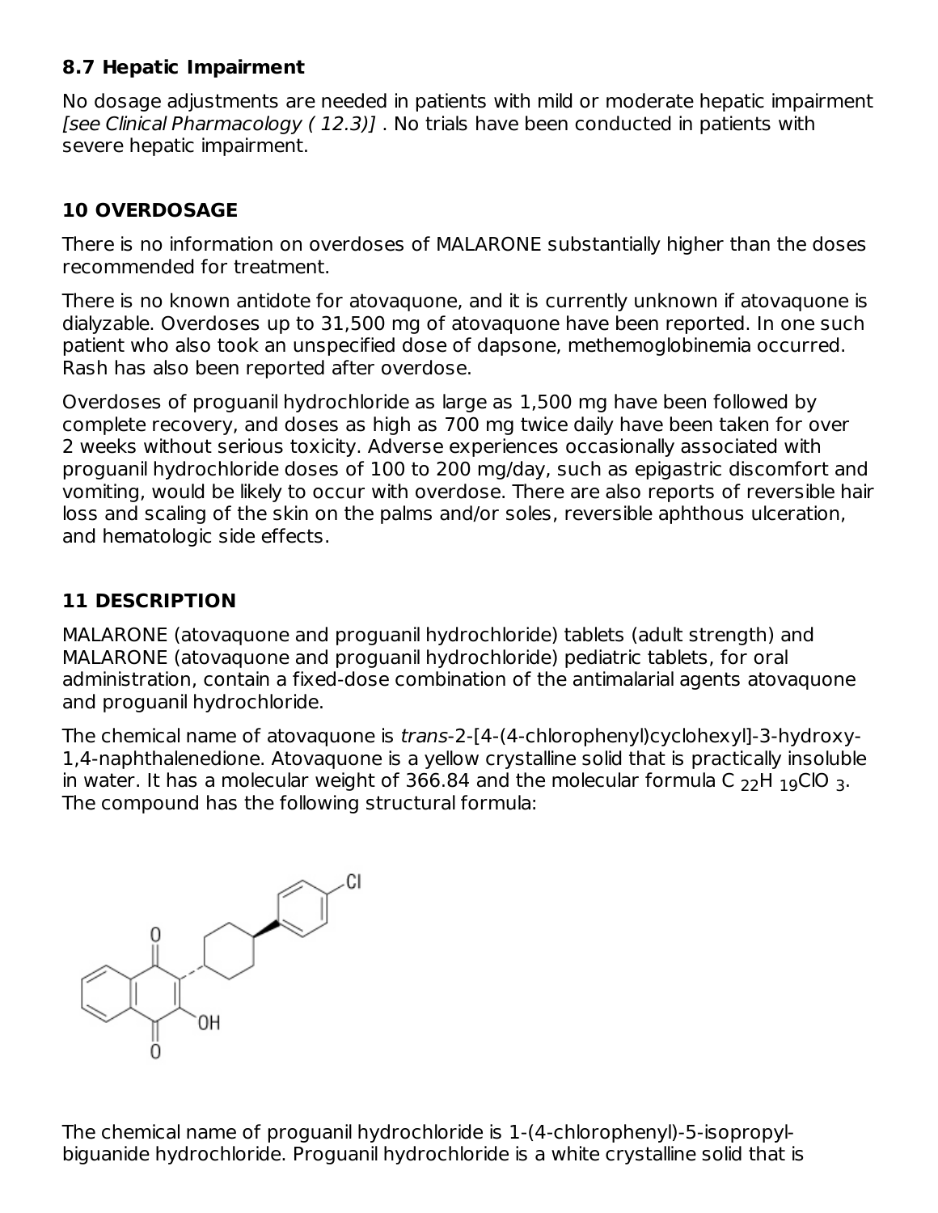## 8.7 Hepatic Impairment

No dosage adjustments are needed in patients with mild or moderate hepatic impairment *[see Clinical Pharmacology ( 12.3)]* . No trials have been conducted in patients with severe hepatic impairment.

## 10 OVERDOSAGE

There is no information on overdoses of MALARONE substantially higher than the doses recommended for treatment.

There is no known antidote for atovaquone, and it is currently unknown if atovaquone is dialyzable. Overdoses up to 31,500 mg of atovaquone have been reported. In one such patient who also took an unspecified dose of dapsone, methemoglobinemia occurred. Rash has also been reported after overdose.

Overdoses of proguanil hydrochloride as large as 1,500 mg have been followed by complete recovery, and doses as high as 700 mg twice daily have been taken for over 2 weeks without serious toxicity. Adverse experiences occasionally associated with proguanil hydrochloride doses of 100 to 200 mg/day, such as epigastric discomfort and vomiting, would be likely to occur with overdose. There are also reports of reversible hair loss and scaling of the skin on the palms and/or soles, reversible aphthous ulceration, and hematologic side effects.

## 11 DESCRIPTION

MALARONE (atovaquone and proguanil hydrochloride) tablets (adult strength) and MALARONE (atovaquone and proguanil hydrochloride) pediatric tablets, for oral administration, contain a fixed-dose combination of the antimalarial agents atovaquone and proguanil hydrochloride.

The chemical name of atovaquone is *trans*-2-[4-(4-chlorophenyl)cyclohexyl]-3-hydroxy-1,4-naphthalenedione. Atovaquone is a yellow crystalline solid that is practically insoluble in water. It has a molecular weight of 366.84 and the molecular formula $C_{22}H_{19}ClO_3$. The compound has the following structural formula:

The chemical name of proguanil hydrochloride is 1-(4-chlorophenyl)-5-isopropyl-biguanide hydrochloride. Proguanil hydrochloride is a white crystalline solid that is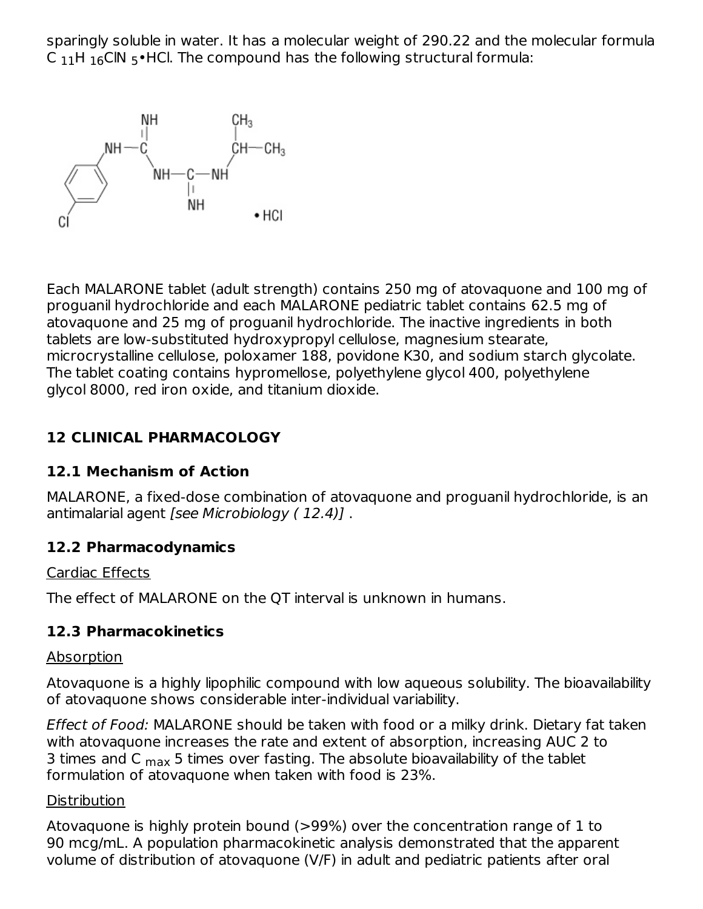sparingly soluble in water. It has a molecular weight of 290.22 and the molecular formula $C_{11}H_{16}ClN_5$•HCl. The compound has the following structural formula:

Each MALARONE tablet (adult strength) contains 250 mg of atovaquone and 100 mg of proguanil hydrochloride and each MALARONE pediatric tablet contains 62.5 mg of atovaquone and 25 mg of proguanil hydrochloride. The inactive ingredients in both tablets are low-substituted hydroxypropyl cellulose, magnesium stearate, microcrystalline cellulose, poloxamer 188, povidone K30, and sodium starch glycolate. The tablet coating contains hypromellose, polyethylene glycol 400, polyethylene glycol 8000, red iron oxide, and titanium dioxide.

## 12 CLINICAL PHARMACOLOGY

### 12.1 Mechanism of Action

MALARONE, a fixed-dose combination of atovaquone and proguanil hydrochloride, is an antimalarial agent *[see Microbiology ( 12.4)]* .

### 12.2 Pharmacodynamics

Cardiac Effects

The effect of MALARONE on the QT interval is unknown in humans.

### 12.3 Pharmacokinetics

Absorption

Atovaquone is a highly lipophilic compound with low aqueous solubility. The bioavailability of atovaquone shows considerable inter-individual variability.

*Effect of Food:* MALARONE should be taken with food or a milky drink. Dietary fat taken with atovaquone increases the rate and extent of absorption, increasing AUC 2 to 3 times and $C_{max}$ 5 times over fasting. The absolute bioavailability of the tablet formulation of atovaquone when taken with food is 23%.

Distribution

Atovaquone is highly protein bound (>99%) over the concentration range of 1 to 90 mcg/mL. A population pharmacokinetic analysis demonstrated that the apparent volume of distribution of atovaquone (V/F) in adult and pediatric patients after oral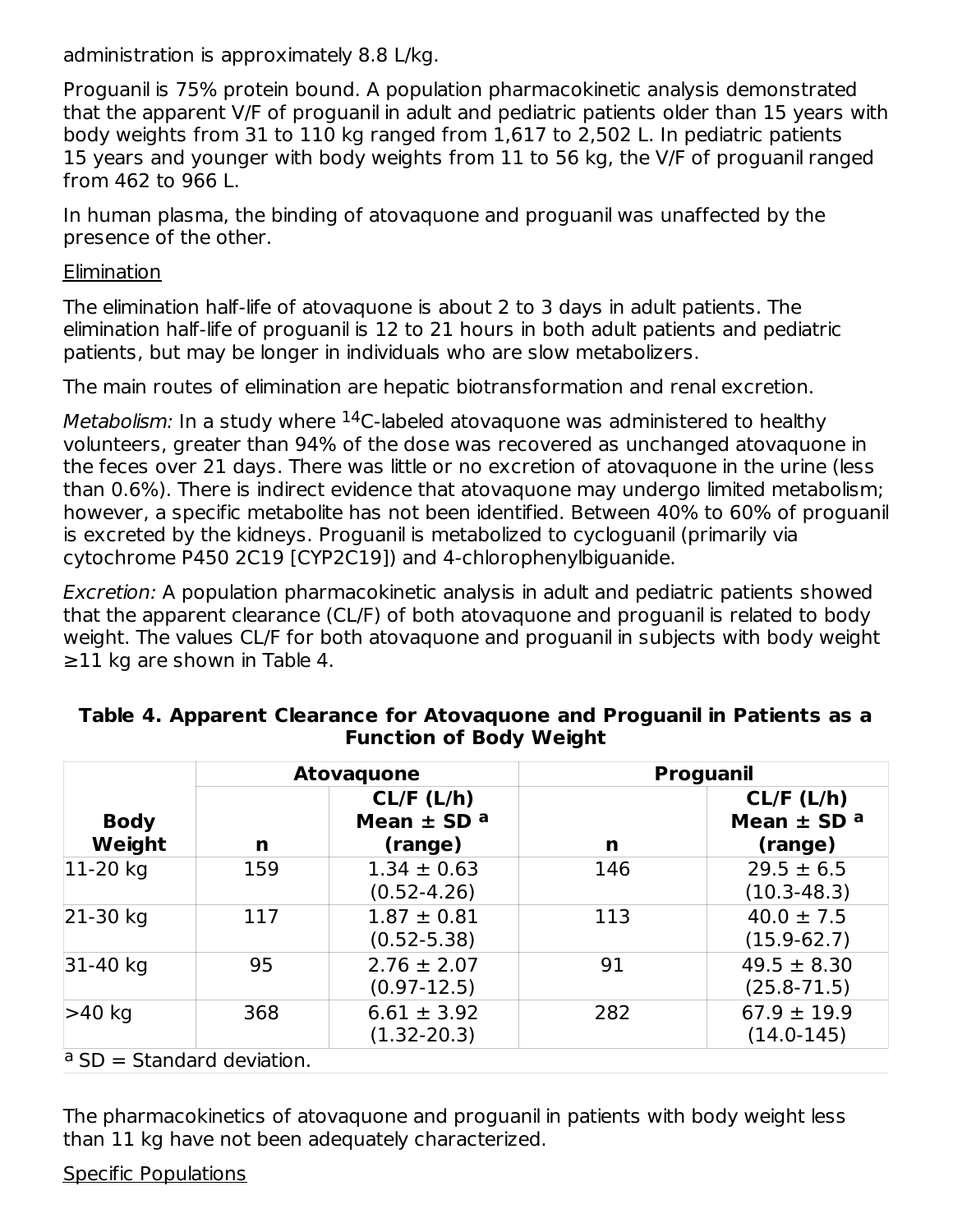administration is approximately 8.8 L/kg.

Proguanil is 75% protein bound. A population pharmacokinetic analysis demonstrated that the apparent V/F of proguanil in adult and pediatric patients older than 15 years with body weights from 31 to 110 kg ranged from 1,617 to 2,502 L. In pediatric patients 15 years and younger with body weights from 11 to 56 kg, the V/F of proguanil ranged from 462 to 966 L.

In human plasma, the binding of atovaquone and proguanil was unaffected by the presence of the other.

Elimination

The elimination half-life of atovaquone is about 2 to 3 days in adult patients. The elimination half-life of proguanil is 12 to 21 hours in both adult patients and pediatric patients, but may be longer in individuals who are slow metabolizers.

The main routes of elimination are hepatic biotransformation and renal excretion.

*Metabolism:* In a study where $^{14}$C-labeled atovaquone was administered to healthy volunteers, greater than 94% of the dose was recovered as unchanged atovaquone in the feces over 21 days. There was little or no excretion of atovaquone in the urine (less than 0.6%). There is indirect evidence that atovaquone may undergo limited metabolism; however, a specific metabolite has not been identified. Between 40% to 60% of proguanil is excreted by the kidneys. Proguanil is metabolized to cycloguanil (primarily via cytochrome P450 2C19 [CYP2C19]) and 4-chlorophenylbiguanide.

*Excretion:* A population pharmacokinetic analysis in adult and pediatric patients showed that the apparent clearance (CL/F) of both atovaquone and proguanil is related to body weight. The values CL/F for both atovaquone and proguanil in subjects with body weight ≥11 kg are shown in Table 4.

**Table 4. Apparent Clearance for Atovaquone and Proguanil in Patients as a Function of Body Weight**

| | Atovaquone | | Proguanil | |
|---|---|---|---|---|
| **Body Weight** | **n** | **CL/F (L/h) Mean ± SD [a] (range)** | **n** | **CL/F (L/h) Mean ± SD [a] (range)** |
| 11-20 kg | 159 | 1.34 ± 0.63 (0.52-4.26) | 146 | 29.5 ± 6.5 (10.3-48.3) |
| 21-30 kg | 117 | 1.87 ± 0.81 (0.52-5.38) | 113 | 40.0 ± 7.5 (15.9-62.7) |
| 31-40 kg | 95 | 2.76 ± 2.07 (0.97-12.5) | 91 | 49.5 ± 8.30 (25.8-71.5) |
| >40 kg | 368 | 6.61 ± 3.92 (1.32-20.3) | 282 | 67.9 ± 19.9 (14.0-145) |

[a] SD = Standard deviation.

The pharmacokinetics of atovaquone and proguanil in patients with body weight less than 11 kg have not been adequately characterized.

Specific Populations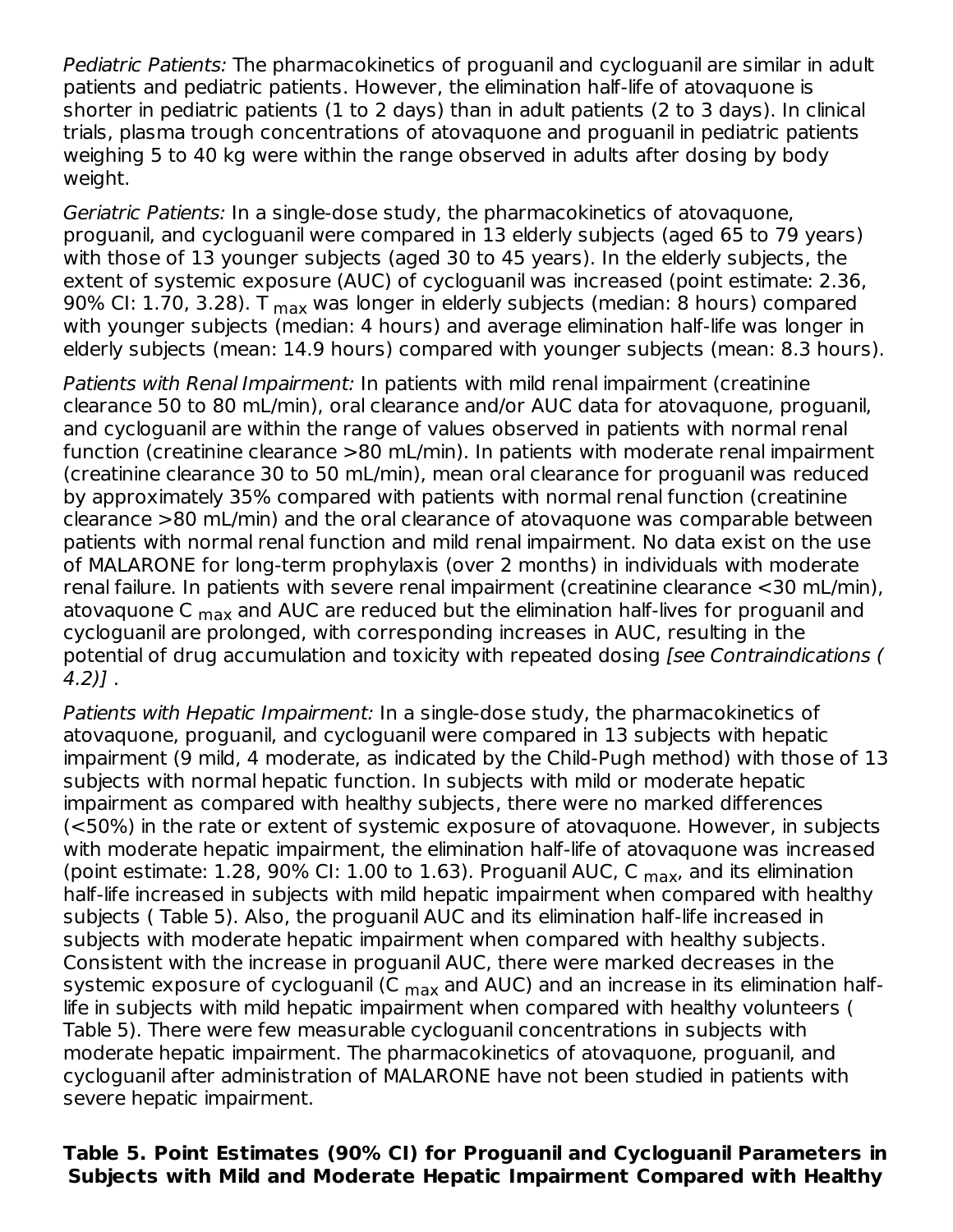*Pediatric Patients:* The pharmacokinetics of proguanil and cycloguanil are similar in adult patients and pediatric patients. However, the elimination half-life of atovaquone is shorter in pediatric patients (1 to 2 days) than in adult patients (2 to 3 days). In clinical trials, plasma trough concentrations of atovaquone and proguanil in pediatric patients weighing 5 to 40 kg were within the range observed in adults after dosing by body weight.

*Geriatric Patients:* In a single-dose study, the pharmacokinetics of atovaquone, proguanil, and cycloguanil were compared in 13 elderly subjects (aged 65 to 79 years) with those of 13 younger subjects (aged 30 to 45 years). In the elderly subjects, the extent of systemic exposure (AUC) of cycloguanil was increased (point estimate: 2.36, 90% CI: 1.70, 3.28). $T_{max}$ was longer in elderly subjects (median: 8 hours) compared with younger subjects (median: 4 hours) and average elimination half-life was longer in elderly subjects (mean: 14.9 hours) compared with younger subjects (mean: 8.3 hours).

*Patients with Renal Impairment:* In patients with mild renal impairment (creatinine clearance 50 to 80 mL/min), oral clearance and/or AUC data for atovaquone, proguanil, and cycloguanil are within the range of values observed in patients with normal renal function (creatinine clearance >80 mL/min). In patients with moderate renal impairment (creatinine clearance 30 to 50 mL/min), mean oral clearance for proguanil was reduced by approximately 35% compared with patients with normal renal function (creatinine clearance >80 mL/min) and the oral clearance of atovaquone was comparable between patients with normal renal function and mild renal impairment. No data exist on the use of MALARONE for long-term prophylaxis (over 2 months) in individuals with moderate renal failure. In patients with severe renal impairment (creatinine clearance <30 mL/min), atovaquone $C_{max}$ and AUC are reduced but the elimination half-lives for proguanil and cycloguanil are prolonged, with corresponding increases in AUC, resulting in the potential of drug accumulation and toxicity with repeated dosing *[see Contraindications (4.2)]* .

*Patients with Hepatic Impairment:* In a single-dose study, the pharmacokinetics of atovaquone, proguanil, and cycloguanil were compared in 13 subjects with hepatic impairment (9 mild, 4 moderate, as indicated by the Child-Pugh method) with those of 13 subjects with normal hepatic function. In subjects with mild or moderate hepatic impairment as compared with healthy subjects, there were no marked differences (<50%) in the rate or extent of systemic exposure of atovaquone. However, in subjects with moderate hepatic impairment, the elimination half-life of atovaquone was increased (point estimate: 1.28, 90% CI: 1.00 to 1.63). Proguanil AUC, $C_{max}$, and its elimination half-life increased in subjects with mild hepatic impairment when compared with healthy subjects ( Table 5). Also, the proguanil AUC and its elimination half-life increased in subjects with moderate hepatic impairment when compared with healthy subjects. Consistent with the increase in proguanil AUC, there were marked decreases in the systemic exposure of cycloguanil ($C_{max}$ and AUC) and an increase in its elimination half-life in subjects with mild hepatic impairment when compared with healthy volunteers ( Table 5). There were few measurable cycloguanil concentrations in subjects with moderate hepatic impairment. The pharmacokinetics of atovaquone, proguanil, and cycloguanil after administration of MALARONE have not been studied in patients with severe hepatic impairment.

**Table 5. Point Estimates (90% CI) for Proguanil and Cycloguanil Parameters in Subjects with Mild and Moderate Hepatic Impairment Compared with Healthy**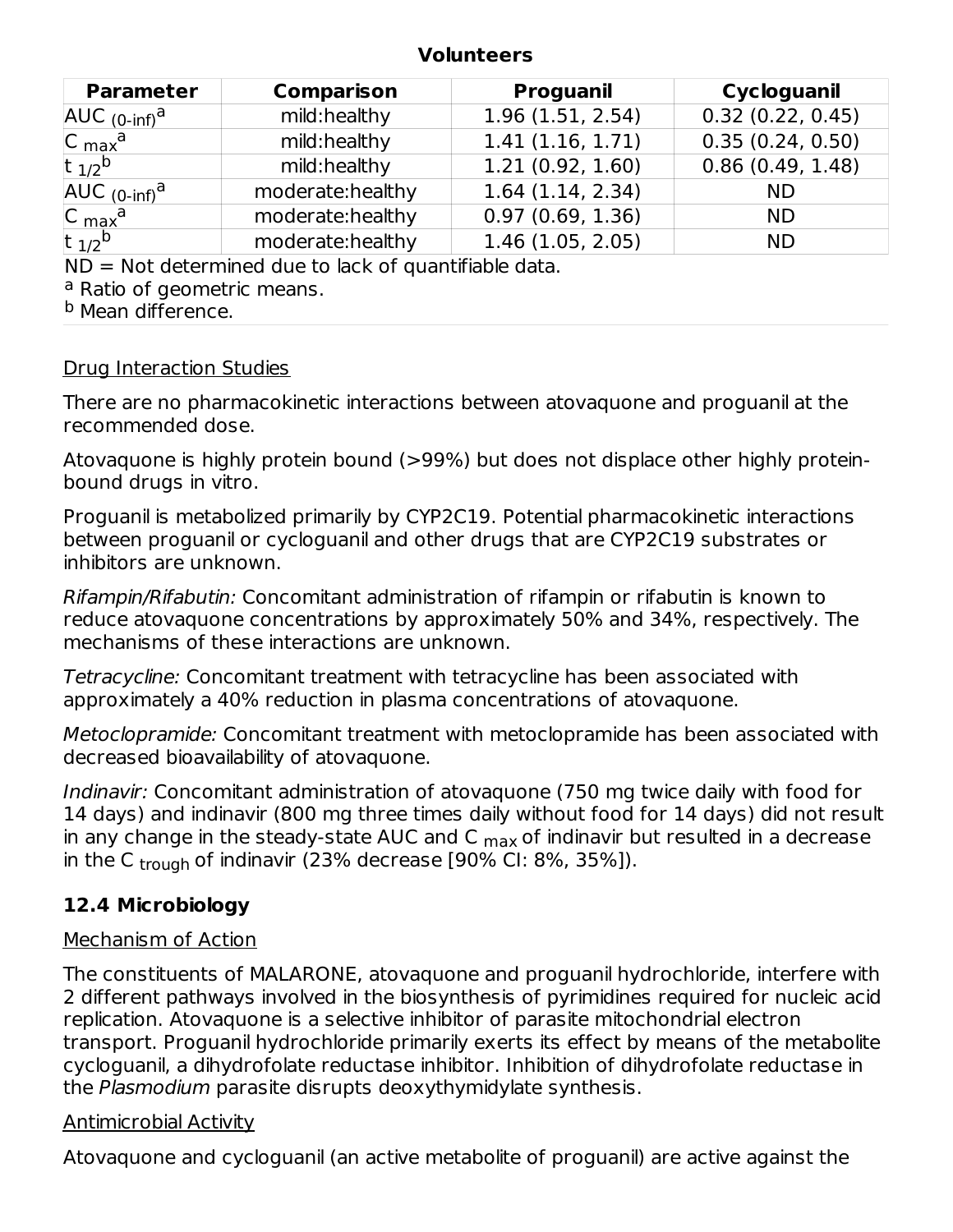**Volunteers**

| Parameter | Comparison | Proguanil | Cycloguanil |
|---|---|---|---|
| $AUC_{(0\text{-}inf)}$[a] | mild:healthy | 1.96 (1.51, 2.54) | 0.32 (0.22, 0.45) |
| $C_{max}$[a] | mild:healthy | 1.41 (1.16, 1.71) | 0.35 (0.24, 0.50) |
| $t_{1/2}$[b] | mild:healthy | 1.21 (0.92, 1.60) | 0.86 (0.49, 1.48) |
| $AUC_{(0\text{-}inf)}$[a] | moderate:healthy | 1.64 (1.14, 2.34) | ND |
| $C_{max}$[a] | moderate:healthy | 0.97 (0.69, 1.36) | ND |
| $t_{1/2}$[b] | moderate:healthy | 1.46 (1.05, 2.05) | ND |

ND = Not determined due to lack of quantifiable data.
[a] Ratio of geometric means.
[b] Mean difference.

Drug Interaction Studies

There are no pharmacokinetic interactions between atovaquone and proguanil at the recommended dose.

Atovaquone is highly protein bound (>99%) but does not displace other highly protein-bound drugs in vitro.

Proguanil is metabolized primarily by CYP2C19. Potential pharmacokinetic interactions between proguanil or cycloguanil and other drugs that are CYP2C19 substrates or inhibitors are unknown.

*Rifampin/Rifabutin:* Concomitant administration of rifampin or rifabutin is known to reduce atovaquone concentrations by approximately 50% and 34%, respectively. The mechanisms of these interactions are unknown.

*Tetracycline:* Concomitant treatment with tetracycline has been associated with approximately a 40% reduction in plasma concentrations of atovaquone.

*Metoclopramide:* Concomitant treatment with metoclopramide has been associated with decreased bioavailability of atovaquone.

*Indinavir:* Concomitant administration of atovaquone (750 mg twice daily with food for 14 days) and indinavir (800 mg three times daily without food for 14 days) did not result in any change in the steady-state AUC and $C_{max}$ of indinavir but resulted in a decrease in the $C_{trough}$ of indinavir (23% decrease [90% CI: 8%, 35%]).

### 12.4 Microbiology

Mechanism of Action

The constituents of MALARONE, atovaquone and proguanil hydrochloride, interfere with 2 different pathways involved in the biosynthesis of pyrimidines required for nucleic acid replication. Atovaquone is a selective inhibitor of parasite mitochondrial electron transport. Proguanil hydrochloride primarily exerts its effect by means of the metabolite cycloguanil, a dihydrofolate reductase inhibitor. Inhibition of dihydrofolate reductase in the *Plasmodium* parasite disrupts deoxythymidylate synthesis.

Antimicrobial Activity

Atovaquone and cycloguanil (an active metabolite of proguanil) are active against the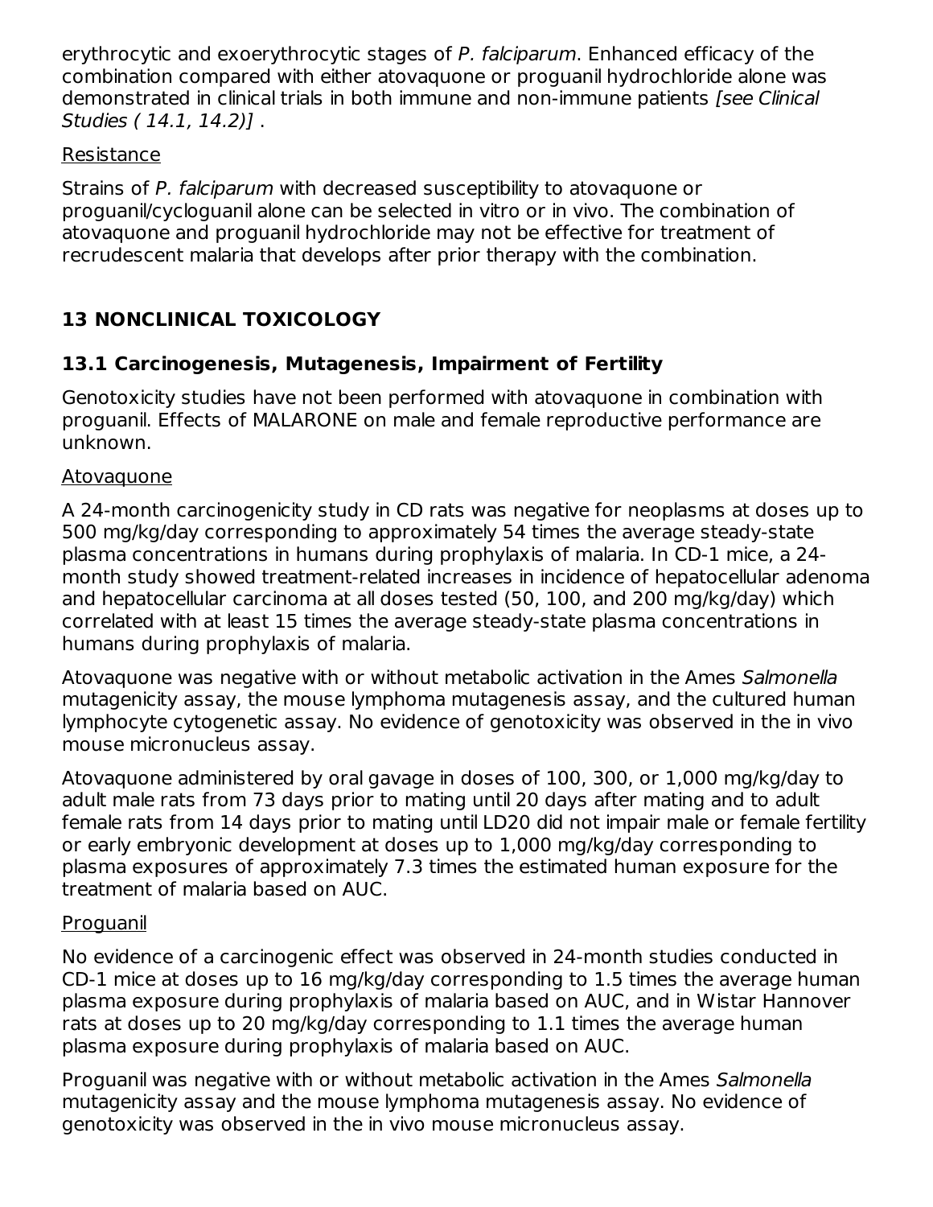erythrocytic and exoerythrocytic stages of *P. falciparum*. Enhanced efficacy of the combination compared with either atovaquone or proguanil hydrochloride alone was demonstrated in clinical trials in both immune and non-immune patients *[see Clinical Studies ( 14.1, 14.2)]* .

Resistance

Strains of *P. falciparum* with decreased susceptibility to atovaquone or proguanil/cycloguanil alone can be selected in vitro or in vivo. The combination of atovaquone and proguanil hydrochloride may not be effective for treatment of recrudescent malaria that develops after prior therapy with the combination.

## 13 NONCLINICAL TOXICOLOGY

### 13.1 Carcinogenesis, Mutagenesis, Impairment of Fertility

Genotoxicity studies have not been performed with atovaquone in combination with proguanil. Effects of MALARONE on male and female reproductive performance are unknown.

Atovaquone

A 24-month carcinogenicity study in CD rats was negative for neoplasms at doses up to 500 mg/kg/day corresponding to approximately 54 times the average steady-state plasma concentrations in humans during prophylaxis of malaria. In CD-1 mice, a 24-month study showed treatment-related increases in incidence of hepatocellular adenoma and hepatocellular carcinoma at all doses tested (50, 100, and 200 mg/kg/day) which correlated with at least 15 times the average steady-state plasma concentrations in humans during prophylaxis of malaria.

Atovaquone was negative with or without metabolic activation in the Ames *Salmonella* mutagenicity assay, the mouse lymphoma mutagenesis assay, and the cultured human lymphocyte cytogenetic assay. No evidence of genotoxicity was observed in the in vivo mouse micronucleus assay.

Atovaquone administered by oral gavage in doses of 100, 300, or 1,000 mg/kg/day to adult male rats from 73 days prior to mating until 20 days after mating and to adult female rats from 14 days prior to mating until LD20 did not impair male or female fertility or early embryonic development at doses up to 1,000 mg/kg/day corresponding to plasma exposures of approximately 7.3 times the estimated human exposure for the treatment of malaria based on AUC.

Proguanil

No evidence of a carcinogenic effect was observed in 24-month studies conducted in CD-1 mice at doses up to 16 mg/kg/day corresponding to 1.5 times the average human plasma exposure during prophylaxis of malaria based on AUC, and in Wistar Hannover rats at doses up to 20 mg/kg/day corresponding to 1.1 times the average human plasma exposure during prophylaxis of malaria based on AUC.

Proguanil was negative with or without metabolic activation in the Ames *Salmonella* mutagenicity assay and the mouse lymphoma mutagenesis assay. No evidence of genotoxicity was observed in the in vivo mouse micronucleus assay.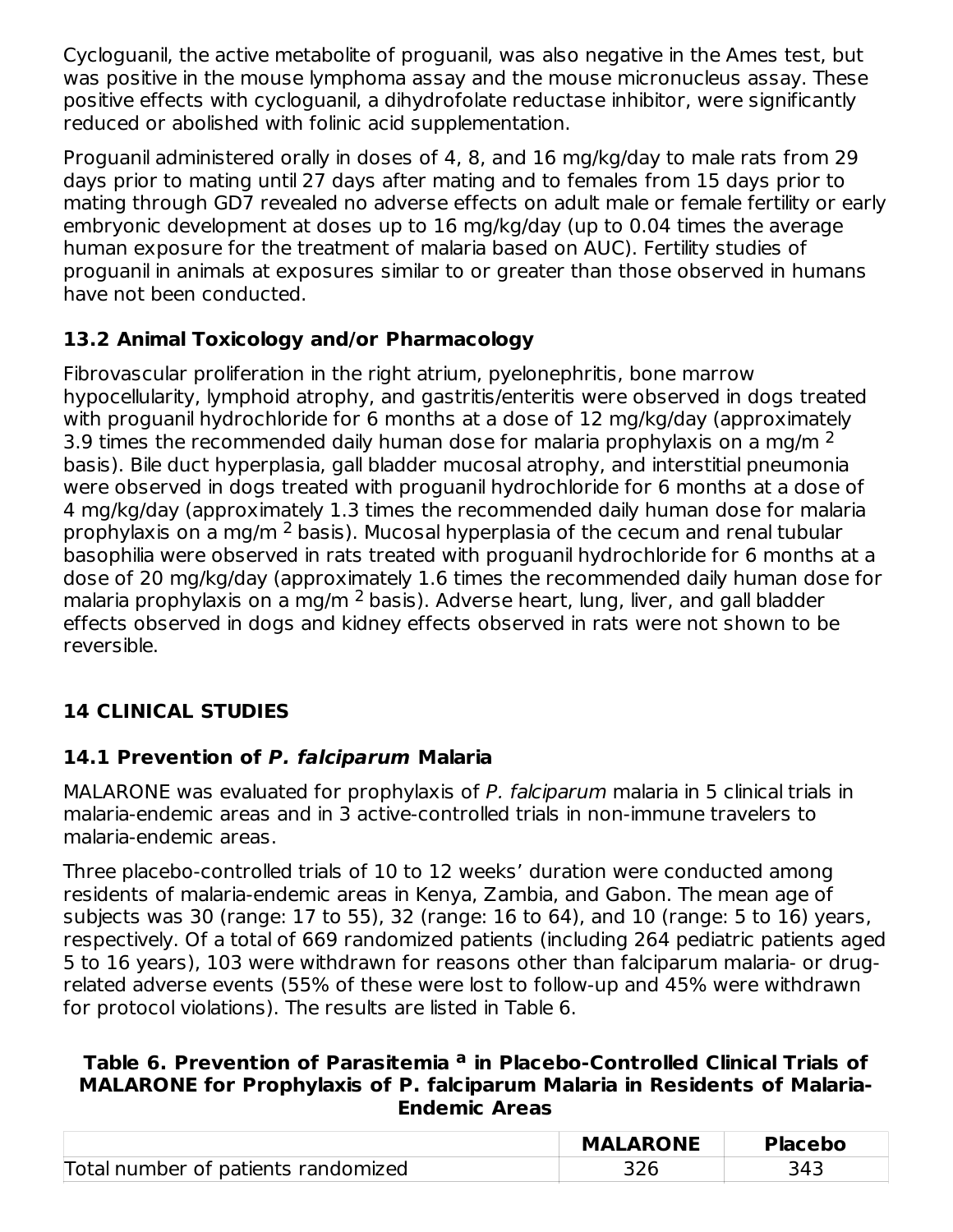Cycloguanil, the active metabolite of proguanil, was also negative in the Ames test, but was positive in the mouse lymphoma assay and the mouse micronucleus assay. These positive effects with cycloguanil, a dihydrofolate reductase inhibitor, were significantly reduced or abolished with folinic acid supplementation.

Proguanil administered orally in doses of 4, 8, and 16 mg/kg/day to male rats from 29 days prior to mating until 27 days after mating and to females from 15 days prior to mating through GD7 revealed no adverse effects on adult male or female fertility or early embryonic development at doses up to 16 mg/kg/day (up to 0.04 times the average human exposure for the treatment of malaria based on AUC). Fertility studies of proguanil in animals at exposures similar to or greater than those observed in humans have not been conducted.

### 13.2 Animal Toxicology and/or Pharmacology

Fibrovascular proliferation in the right atrium, pyelonephritis, bone marrow hypocellularity, lymphoid atrophy, and gastritis/enteritis were observed in dogs treated with proguanil hydrochloride for 6 months at a dose of 12 mg/kg/day (approximately 3.9 times the recommended daily human dose for malaria prophylaxis on a mg/m $^2$ basis). Bile duct hyperplasia, gall bladder mucosal atrophy, and interstitial pneumonia were observed in dogs treated with proguanil hydrochloride for 6 months at a dose of 4 mg/kg/day (approximately 1.3 times the recommended daily human dose for malaria prophylaxis on a mg/m $^2$ basis). Mucosal hyperplasia of the cecum and renal tubular basophilia were observed in rats treated with proguanil hydrochloride for 6 months at a dose of 20 mg/kg/day (approximately 1.6 times the recommended daily human dose for malaria prophylaxis on a mg/m $^2$ basis). Adverse heart, lung, liver, and gall bladder effects observed in dogs and kidney effects observed in rats were not shown to be reversible.

## 14 CLINICAL STUDIES

### 14.1 Prevention of *P. falciparum* Malaria

MALARONE was evaluated for prophylaxis of *P. falciparum* malaria in 5 clinical trials in malaria-endemic areas and in 3 active-controlled trials in non-immune travelers to malaria-endemic areas.

Three placebo-controlled trials of 10 to 12 weeks' duration were conducted among residents of malaria-endemic areas in Kenya, Zambia, and Gabon. The mean age of subjects was 30 (range: 17 to 55), 32 (range: 16 to 64), and 10 (range: 5 to 16) years, respectively. Of a total of 669 randomized patients (including 264 pediatric patients aged 5 to 16 years), 103 were withdrawn for reasons other than falciparum malaria- or drug-related adverse events (55% of these were lost to follow-up and 45% were withdrawn for protocol violations). The results are listed in Table 6.

**Table 6. Prevention of Parasitemia [a] in Placebo-Controlled Clinical Trials of MALARONE for Prophylaxis of P. falciparum Malaria in Residents of Malaria-Endemic Areas**

| | MALARONE | Placebo |
|---|---|---|
| Total number of patients randomized | 326 | 343 |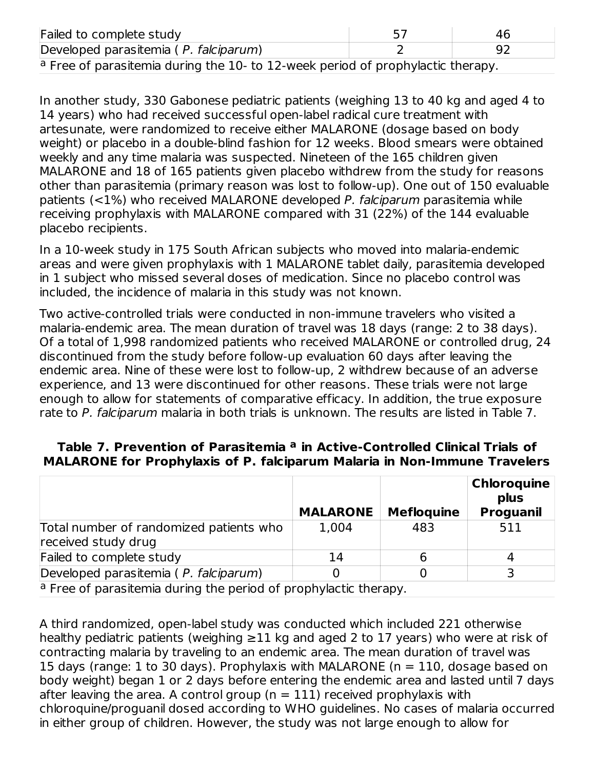| | | |
|---|---|---|
| Failed to complete study | 57 | 46 |
| Developed parasitemia ( *P. falciparum*) | 2 | 92 |

[a] Free of parasitemia during the 10- to 12-week period of prophylactic therapy.

In another study, 330 Gabonese pediatric patients (weighing 13 to 40 kg and aged 4 to 14 years) who had received successful open-label radical cure treatment with artesunate, were randomized to receive either MALARONE (dosage based on body weight) or placebo in a double-blind fashion for 12 weeks. Blood smears were obtained weekly and any time malaria was suspected. Nineteen of the 165 children given MALARONE and 18 of 165 patients given placebo withdrew from the study for reasons other than parasitemia (primary reason was lost to follow-up). One out of 150 evaluable patients (<1%) who received MALARONE developed *P. falciparum* parasitemia while receiving prophylaxis with MALARONE compared with 31 (22%) of the 144 evaluable placebo recipients.

In a 10-week study in 175 South African subjects who moved into malaria-endemic areas and were given prophylaxis with 1 MALARONE tablet daily, parasitemia developed in 1 subject who missed several doses of medication. Since no placebo control was included, the incidence of malaria in this study was not known.

Two active-controlled trials were conducted in non-immune travelers who visited a malaria-endemic area. The mean duration of travel was 18 days (range: 2 to 38 days). Of a total of 1,998 randomized patients who received MALARONE or controlled drug, 24 discontinued from the study before follow-up evaluation 60 days after leaving the endemic area. Nine of these were lost to follow-up, 2 withdrew because of an adverse experience, and 13 were discontinued for other reasons. These trials were not large enough to allow for statements of comparative efficacy. In addition, the true exposure rate to *P. falciparum* malaria in both trials is unknown. The results are listed in Table 7.

**Table 7. Prevention of Parasitemia [a] in Active-Controlled Clinical Trials of MALARONE for Prophylaxis of P. falciparum Malaria in Non-Immune Travelers**

| | MALARONE | Mefloquine | Chloroquine plus Proguanil |
|---|---|---|---|
| Total number of randomized patients who received study drug | 1,004 | 483 | 511 |
| Failed to complete study | 14 | 6 | 4 |
| Developed parasitemia ( *P. falciparum*) | 0 | 0 | 3 |

[a] Free of parasitemia during the period of prophylactic therapy.

A third randomized, open-label study was conducted which included 221 otherwise healthy pediatric patients (weighing ≥11 kg and aged 2 to 17 years) who were at risk of contracting malaria by traveling to an endemic area. The mean duration of travel was 15 days (range: 1 to 30 days). Prophylaxis with MALARONE (n = 110, dosage based on body weight) began 1 or 2 days before entering the endemic area and lasted until 7 days after leaving the area. A control group (n = 111) received prophylaxis with chloroquine/proguanil dosed according to WHO guidelines. No cases of malaria occurred in either group of children. However, the study was not large enough to allow for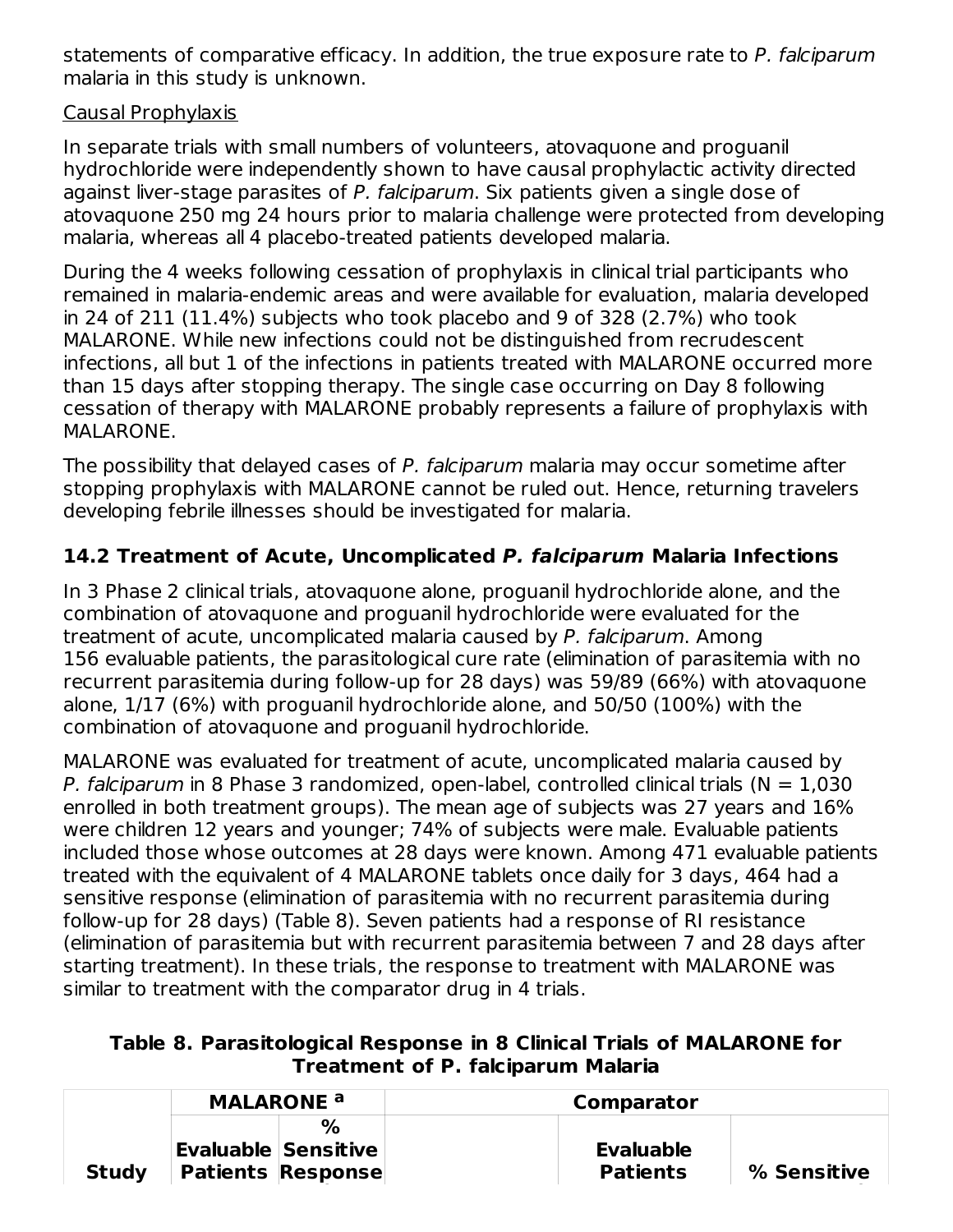statements of comparative efficacy. In addition, the true exposure rate to *P. falciparum* malaria in this study is unknown.

Causal Prophylaxis

In separate trials with small numbers of volunteers, atovaquone and proguanil hydrochloride were independently shown to have causal prophylactic activity directed against liver-stage parasites of *P. falciparum*. Six patients given a single dose of atovaquone 250 mg 24 hours prior to malaria challenge were protected from developing malaria, whereas all 4 placebo-treated patients developed malaria.

During the 4 weeks following cessation of prophylaxis in clinical trial participants who remained in malaria-endemic areas and were available for evaluation, malaria developed in 24 of 211 (11.4%) subjects who took placebo and 9 of 328 (2.7%) who took MALARONE. While new infections could not be distinguished from recrudescent infections, all but 1 of the infections in patients treated with MALARONE occurred more than 15 days after stopping therapy. The single case occurring on Day 8 following cessation of therapy with MALARONE probably represents a failure of prophylaxis with MALARONE.

The possibility that delayed cases of *P. falciparum* malaria may occur sometime after stopping prophylaxis with MALARONE cannot be ruled out. Hence, returning travelers developing febrile illnesses should be investigated for malaria.

## 14.2 Treatment of Acute, Uncomplicated *P. falciparum* Malaria Infections

In 3 Phase 2 clinical trials, atovaquone alone, proguanil hydrochloride alone, and the combination of atovaquone and proguanil hydrochloride were evaluated for the treatment of acute, uncomplicated malaria caused by *P. falciparum*. Among 156 evaluable patients, the parasitological cure rate (elimination of parasitemia with no recurrent parasitemia during follow-up for 28 days) was 59/89 (66%) with atovaquone alone, 1/17 (6%) with proguanil hydrochloride alone, and 50/50 (100%) with the combination of atovaquone and proguanil hydrochloride.

MALARONE was evaluated for treatment of acute, uncomplicated malaria caused by *P. falciparum* in 8 Phase 3 randomized, open-label, controlled clinical trials (N = 1,030 enrolled in both treatment groups). The mean age of subjects was 27 years and 16% were children 12 years and younger; 74% of subjects were male. Evaluable patients included those whose outcomes at 28 days were known. Among 471 evaluable patients treated with the equivalent of 4 MALARONE tablets once daily for 3 days, 464 had a sensitive response (elimination of parasitemia with no recurrent parasitemia during follow-up for 28 days) (Table 8). Seven patients had a response of RI resistance (elimination of parasitemia but with recurrent parasitemia between 7 and 28 days after starting treatment). In these trials, the response to treatment with MALARONE was similar to treatment with the comparator drug in 4 trials.

**Table 8. Parasitological Response in 8 Clinical Trials of MALARONE for Treatment of P. falciparum Malaria**

| | MALARONE [a] | | Comparator | | |
|---|---|---|---|---|---|
| Study | Evaluable Patients | % Sensitive Response | | Evaluable Patients | % Sensitive |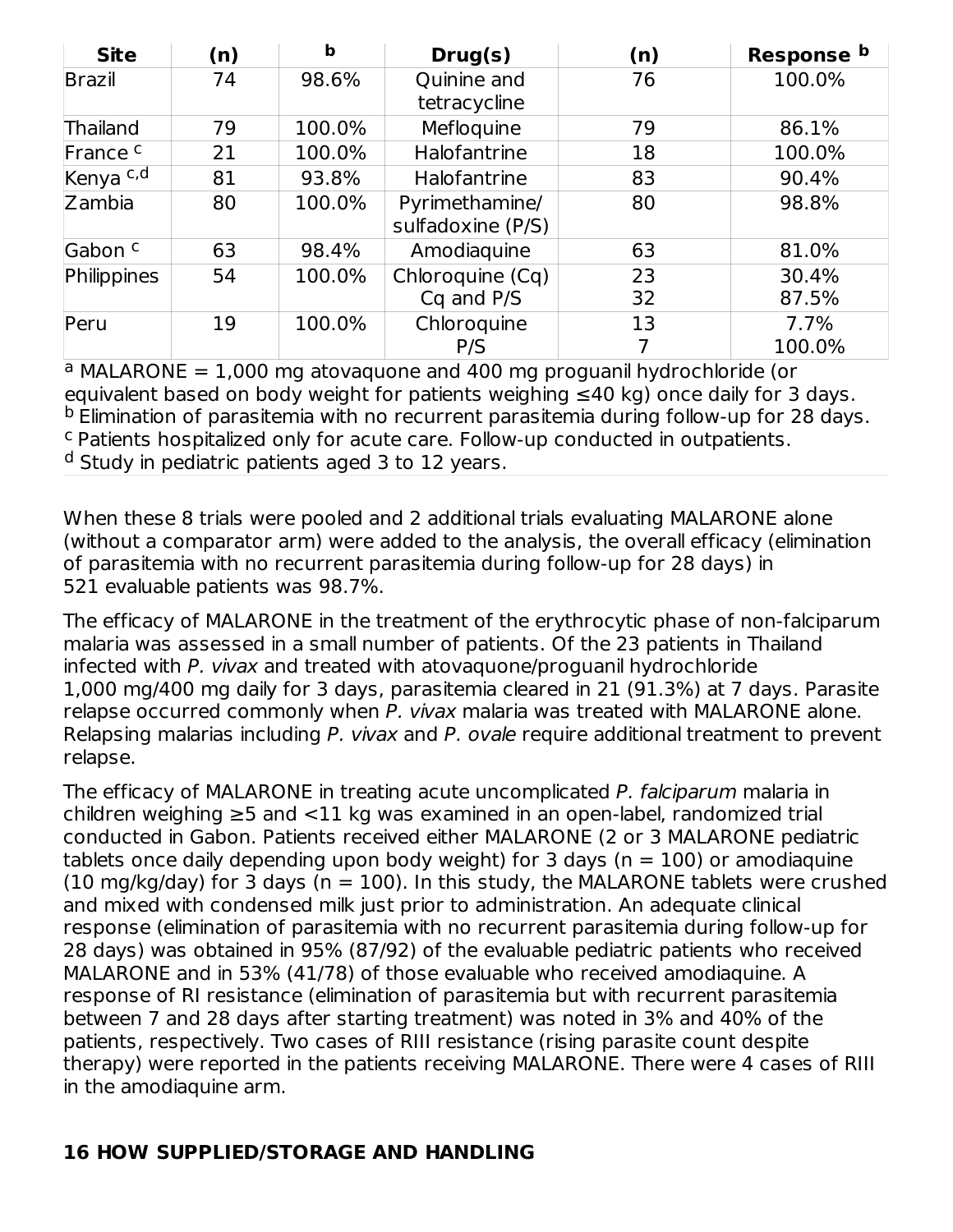| Site | (n) | b | Drug(s) | (n) | Response b |
|---|---|---|---|---|---|
| Brazil | 74 | 98.6% | Quinine and tetracycline | 76 | 100.0% |
| Thailand | 79 | 100.0% | Mefloquine | 79 | 86.1% |
| France [c] | 21 | 100.0% | Halofantrine | 18 | 100.0% |
| Kenya [c,d] | 81 | 93.8% | Halofantrine | 83 | 90.4% |
| Zambia | 80 | 100.0% | Pyrimethamine/ sulfadoxine (P/S) | 80 | 98.8% |
| Gabon [c] | 63 | 98.4% | Amodiaquine | 63 | 81.0% |
| Philippines | 54 | 100.0% | Chloroquine (Cq)<br>Cq and P/S | 23<br>32 | 30.4%<br>87.5% |
| Peru | 19 | 100.0% | Chloroquine<br>P/S | 13<br>7 | 7.7%<br>100.0% |

[a] MALARONE = 1,000 mg atovaquone and 400 mg proguanil hydrochloride (or equivalent based on body weight for patients weighing ≤40 kg) once daily for 3 days.
[b] Elimination of parasitemia with no recurrent parasitemia during follow-up for 28 days.
[c] Patients hospitalized only for acute care. Follow-up conducted in outpatients.
[d] Study in pediatric patients aged 3 to 12 years.

When these 8 trials were pooled and 2 additional trials evaluating MALARONE alone (without a comparator arm) were added to the analysis, the overall efficacy (elimination of parasitemia with no recurrent parasitemia during follow-up for 28 days) in 521 evaluable patients was 98.7%.

The efficacy of MALARONE in the treatment of the erythrocytic phase of non-falciparum malaria was assessed in a small number of patients. Of the 23 patients in Thailand infected with *P. vivax* and treated with atovaquone/proguanil hydrochloride 1,000 mg/400 mg daily for 3 days, parasitemia cleared in 21 (91.3%) at 7 days. Parasite relapse occurred commonly when *P. vivax* malaria was treated with MALARONE alone. Relapsing malarias including *P. vivax* and *P. ovale* require additional treatment to prevent relapse.

The efficacy of MALARONE in treating acute uncomplicated *P. falciparum* malaria in children weighing ≥5 and <11 kg was examined in an open-label, randomized trial conducted in Gabon. Patients received either MALARONE (2 or 3 MALARONE pediatric tablets once daily depending upon body weight) for 3 days (n = 100) or amodiaquine (10 mg/kg/day) for 3 days (n = 100). In this study, the MALARONE tablets were crushed and mixed with condensed milk just prior to administration. An adequate clinical response (elimination of parasitemia with no recurrent parasitemia during follow-up for 28 days) was obtained in 95% (87/92) of the evaluable pediatric patients who received MALARONE and in 53% (41/78) of those evaluable who received amodiaquine. A response of RI resistance (elimination of parasitemia but with recurrent parasitemia between 7 and 28 days after starting treatment) was noted in 3% and 40% of the patients, respectively. Two cases of RIII resistance (rising parasite count despite therapy) were reported in the patients receiving MALARONE. There were 4 cases of RIII in the amodiaquine arm.

## 16 HOW SUPPLIED/STORAGE AND HANDLING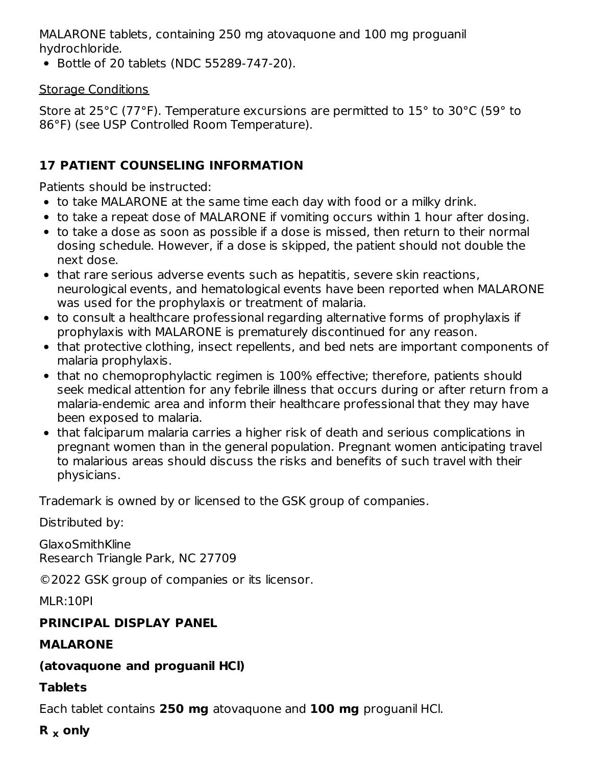MALARONE tablets, containing 250 mg atovaquone and 100 mg proguanil hydrochloride.

- Bottle of 20 tablets (NDC 55289-747-20).

Storage Conditions

Store at 25°C (77°F). Temperature excursions are permitted to 15° to 30°C (59° to 86°F) (see USP Controlled Room Temperature).

## 17 PATIENT COUNSELING INFORMATION

Patients should be instructed:

- to take MALARONE at the same time each day with food or a milky drink.
- to take a repeat dose of MALARONE if vomiting occurs within 1 hour after dosing.
- to take a dose as soon as possible if a dose is missed, then return to their normal dosing schedule. However, if a dose is skipped, the patient should not double the next dose.
- that rare serious adverse events such as hepatitis, severe skin reactions, neurological events, and hematological events have been reported when MALARONE was used for the prophylaxis or treatment of malaria.
- to consult a healthcare professional regarding alternative forms of prophylaxis if prophylaxis with MALARONE is prematurely discontinued for any reason.
- that protective clothing, insect repellents, and bed nets are important components of malaria prophylaxis.
- that no chemoprophylactic regimen is 100% effective; therefore, patients should seek medical attention for any febrile illness that occurs during or after return from a malaria-endemic area and inform their healthcare professional that they may have been exposed to malaria.
- that falciparum malaria carries a higher risk of death and serious complications in pregnant women than in the general population. Pregnant women anticipating travel to malarious areas should discuss the risks and benefits of such travel with their physicians.

Trademark is owned by or licensed to the GSK group of companies.

Distributed by:

GlaxoSmithKline
Research Triangle Park, NC 27709

©2022 GSK group of companies or its licensor.

MLR:10PI

**PRINCIPAL DISPLAY PANEL**

**MALARONE**

**(atovaquone and proguanil HCl)**

**Tablets**

Each tablet contains **250 mg** atovaquone and **100 mg** proguanil HCl.

**$R_x$ only**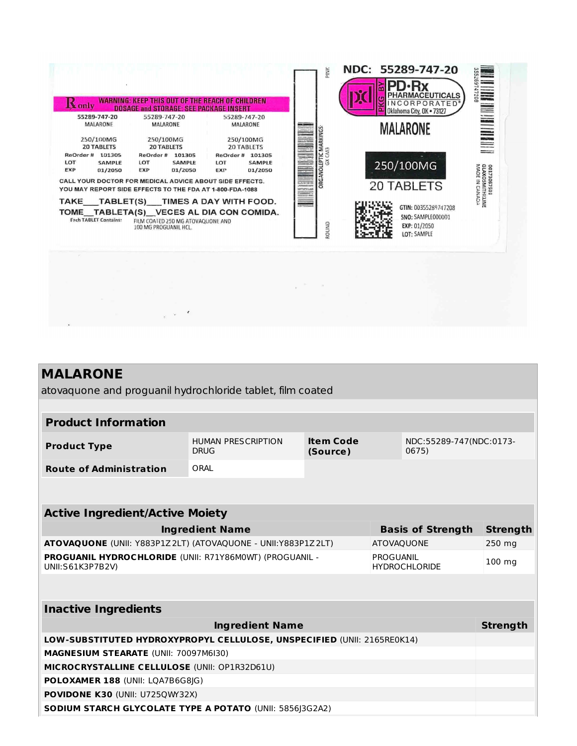Rx only WARNING: KEEP THIS OUT OF THE REACH OF CHILDREN
DOSAGE and STORAGE: SEE PACKAGE INSERT

| | | |
|---|---|---|
| 55289-747-20 | 55289-747-20 | 55289-747-20 |
| MALARONE | MALARONE | MALARONE |
| 250/100MG | 250/100MG | 250/100MG |
| 20 TABLETS | 20 TABLETS | 20 TABLETS |
| ReOrder # 101305 | ReOrder # 101305 | ReOrder # 101305 |
| LOT SAMPLE | LOT SAMPLE | LOT SAMPLE |
| EXP 01/2050 | EXP 01/2050 | EXP 01/2050 |

CALL YOUR DOCTOR FOR MEDICAL ADVICE ABOUT SIDE EFFECTS.
YOU MAY REPORT SIDE EFFECTS TO THE FDA AT 1-800-FDA-1088

TAKE___TABLET(S)___TIMES A DAY WITH FOOD.
TOME__TABLETA(S)__VECES AL DIA CON COMIDA.

Each TABLET Contains: FILM COATED 250 MG ATOVAQUONE AND 100 MG PROGUANIL HCL.

ORGANOLEPTIC MARKINGS: GX CM3
PINK
ROUND

NDC: 55289-747-20

PKG BY PD-Rx PHARMACEUTICALS INCORPORATED® Oklahoma City, OK • 73127

MALARONE

250/100MG

20 TABLETS

GTIN: 00355289747208
SNO: SAMPLE000001
EXP: 01/2050
LOT: SAMPLE

0017306750 1
GLAXOSMITHKLINE
MADE IN CANADA

## MALARONE

atovaquone and proguanil hydrochloride tablet, film coated

| Product Information | | | |
|---|---|---|---|
| **Product Type** | HUMAN PRESCRIPTION DRUG | **Item Code (Source)** | NDC:55289-747(NDC:0173-0675) |
| **Route of Administration** | ORAL | | |

| Active Ingredient/Active Moiety | | |
|---|---|---|
| **Ingredient Name** | **Basis of Strength** | **Strength** |
| **ATOVAQUONE** (UNII: Y883P1Z2LT) (ATOVAQUONE - UNII:Y883P1Z2LT) | ATOVAQUONE | 250 mg |
| **PROGUANIL HYDROCHLORIDE** (UNII: R71Y86M0WT) (PROGUANIL - UNII:S61K3P7B2V) | PROGUANIL HYDROCHLORIDE | 100 mg |

| Inactive Ingredients | |
|---|---|
| **Ingredient Name** | **Strength** |
| **LOW-SUBSTITUTED HYDROXYPROPYL CELLULOSE, UNSPECIFIED** (UNII: 2165RE0K14) | |
| **MAGNESIUM STEARATE** (UNII: 70097M6I30) | |
| **MICROCRYSTALLINE CELLULOSE** (UNII: OP1R32D61U) | |
| **POLOXAMER 188** (UNII: LQA7B6G8JG) | |
| **POVIDONE K30** (UNII: U725QWY32X) | |
| **SODIUM STARCH GLYCOLATE TYPE A POTATO** (UNII: 5856J3G2A2) | |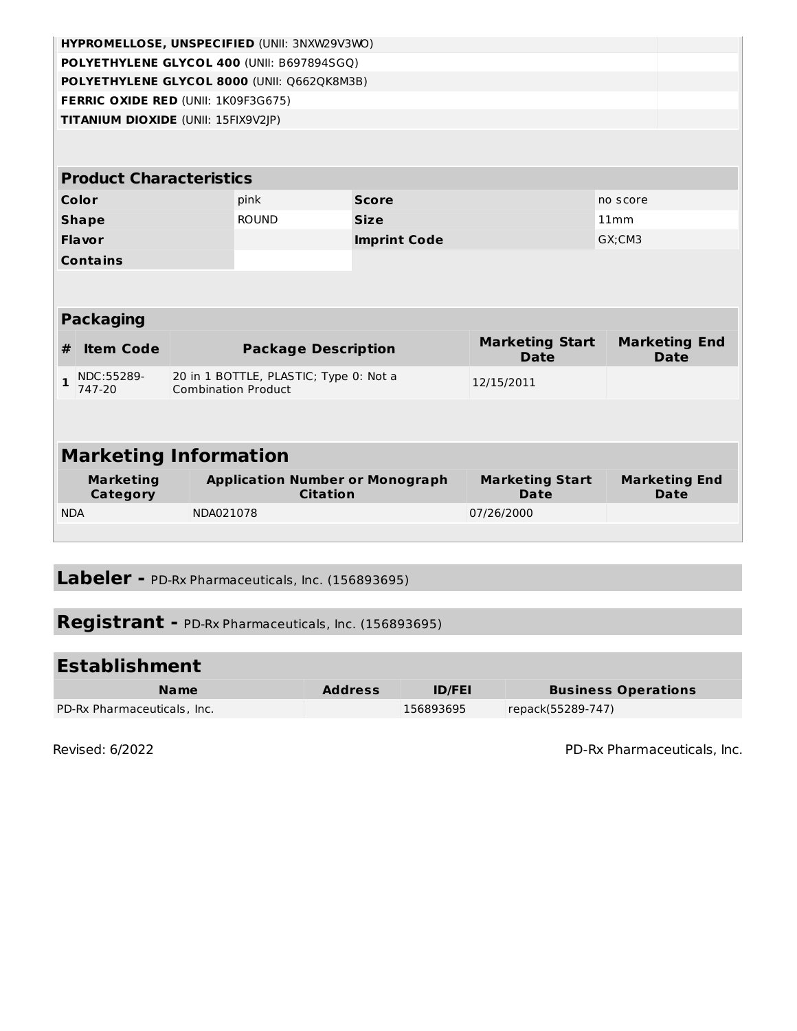| | |
|---|---|
| **HYPROMELLOSE, UNSPECIFIED** (UNII: 3NXW29V3WO) | |
| **POLYETHYLENE GLYCOL 400** (UNII: B697894SGQ) | |
| **POLYETHYLENE GLYCOL 8000** (UNII: Q662QK8M3B) | |
| **FERRIC OXIDE RED** (UNII: 1K09F3G675) | |
| **TITANIUM DIOXIDE** (UNII: 15FIX9V2JP) | |

| Product Characteristics | | | |
|---|---|---|---|
| **Color** | pink | **Score** | no score |
| **Shape** | ROUND | **Size** | 11mm |
| **Flavor** | | **Imprint Code** | GX;CM3 |
| **Contains** | | | |

| Packaging | | | | |
|---|---|---|---|---|
| **#** | **Item Code** | **Package Description** | **Marketing Start Date** | **Marketing End Date** |
| 1 | NDC:55289-747-20 | 20 in 1 BOTTLE, PLASTIC; Type 0: Not a Combination Product | 12/15/2011 | |

| Marketing Information | | | |
|---|---|---|---|
| **Marketing Category** | **Application Number or Monograph Citation** | **Marketing Start Date** | **Marketing End Date** |
| NDA | NDA021078 | 07/26/2000 | |

## Labeler - PD-Rx Pharmaceuticals, Inc. (156893695)

## Registrant - PD-Rx Pharmaceuticals, Inc. (156893695)

| Establishment | | | |
|---|---|---|---|
| **Name** | **Address** | **ID/FEI** | **Business Operations** |
| PD-Rx Pharmaceuticals, Inc. | | 156893695 | repack(55289-747) |

Revised: 6/2022

PD-Rx Pharmaceuticals, Inc.